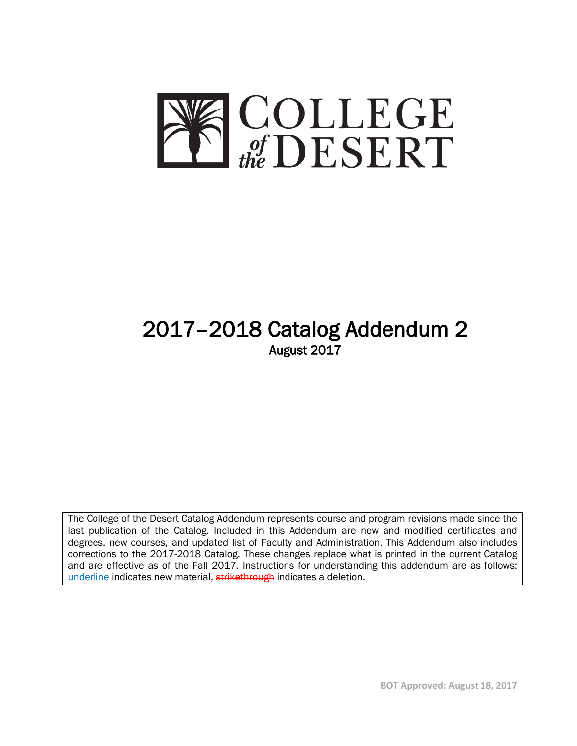# COLLEGE of the DESERT

# 2017–2018 Catalog Addendum 2

August 2017

The College of the Desert Catalog Addendum represents course and program revisions made since the last publication of the Catalog. Included in this Addendum are new and modified certificates and degrees, new courses, and updated list of Faculty and Administration. This Addendum also includes corrections to the 2017-2018 Catalog. These changes replace what is printed in the current Catalog and are effective as of the Fall 2017. Instructions for understanding this addendum are as follows: underline indicates new material, ~~strikethrough~~ indicates a deletion.

**BOT Approved: August 18, 2017**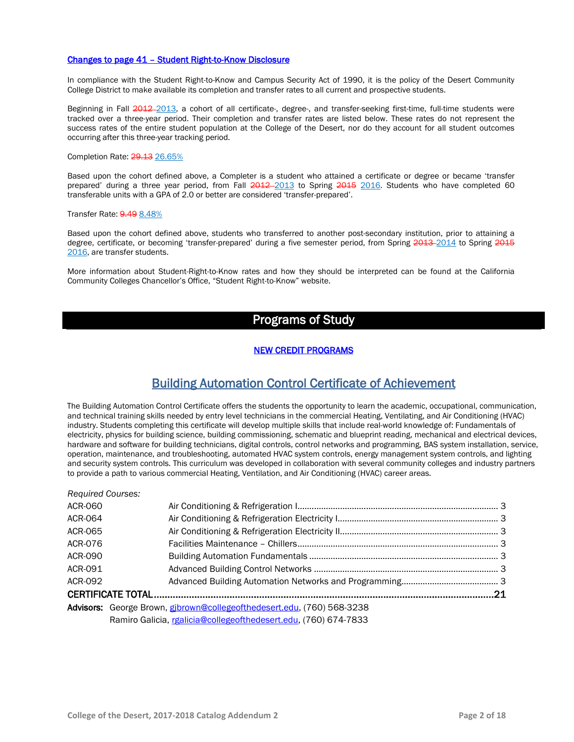## Changes to page 41 – Student Right-to-Know Disclosure

In compliance with the Student Right-to-Know and Campus Security Act of 1990, it is the policy of the Desert Community College District to make available its completion and transfer rates to all current and prospective students.

Beginning in Fall ~~2012~~ 2013, a cohort of all certificate-, degree-, and transfer-seeking first-time, full-time students were tracked over a three-year period. Their completion and transfer rates are listed below. These rates do not represent the success rates of the entire student population at the College of the Desert, nor do they account for all student outcomes occurring after this three-year tracking period.

Completion Rate: ~~29.13~~ 26.65%

Based upon the cohort defined above, a Completer is a student who attained a certificate or degree or became 'transfer prepared' during a three year period, from Fall ~~2012~~ 2013 to Spring ~~2015~~ 2016. Students who have completed 60 transferable units with a GPA of 2.0 or better are considered 'transfer-prepared'.

Transfer Rate: ~~9.49~~ 8.48%

Based upon the cohort defined above, students who transferred to another post-secondary institution, prior to attaining a degree, certificate, or becoming 'transfer-prepared' during a five semester period, from Spring ~~2013~~ 2014 to Spring ~~2015~~ 2016, are transfer students.

More information about Student-Right-to-Know rates and how they should be interpreted can be found at the California Community Colleges Chancellor's Office, "Student Right-to-Know" website.

# Programs of Study

### NEW CREDIT PROGRAMS

## Building Automation Control Certificate of Achievement

The Building Automation Control Certificate offers the students the opportunity to learn the academic, occupational, communication, and technical training skills needed by entry level technicians in the commercial Heating, Ventilating, and Air Conditioning (HVAC) industry. Students completing this certificate will develop multiple skills that include real-world knowledge of: Fundamentals of electricity, physics for building science, building commissioning, schematic and blueprint reading, mechanical and electrical devices, hardware and software for building technicians, digital controls, control networks and programming, BAS system installation, service, operation, maintenance, and troubleshooting, automated HVAC system controls, energy management system controls, and lighting and security system controls. This curriculum was developed in collaboration with several community colleges and industry partners to provide a path to various commercial Heating, Ventilation, and Air Conditioning (HVAC) career areas.

*Required Courses:*

| Course | Title | Units |
|---|---|---|
| ACR-060 | Air Conditioning & Refrigeration I | 3 |
| ACR-064 | Air Conditioning & Refrigeration Electricity I | 3 |
| ACR-065 | Air Conditioning & Refrigeration Electricity II | 3 |
| ACR-076 | Facilities Maintenance – Chillers | 3 |
| ACR-090 | Building Automation Fundamentals | 3 |
| ACR-091 | Advanced Building Control Networks | 3 |
| ACR-092 | Advanced Building Automation Networks and Programming | 3 |
| **CERTIFICATE TOTAL** | | **21** |

**Advisors:** George Brown, gjbrown@collegeofthedesert.edu, (760) 568-3238
Ramiro Galicia, rgalicia@collegeofthedesert.edu, (760) 674-7833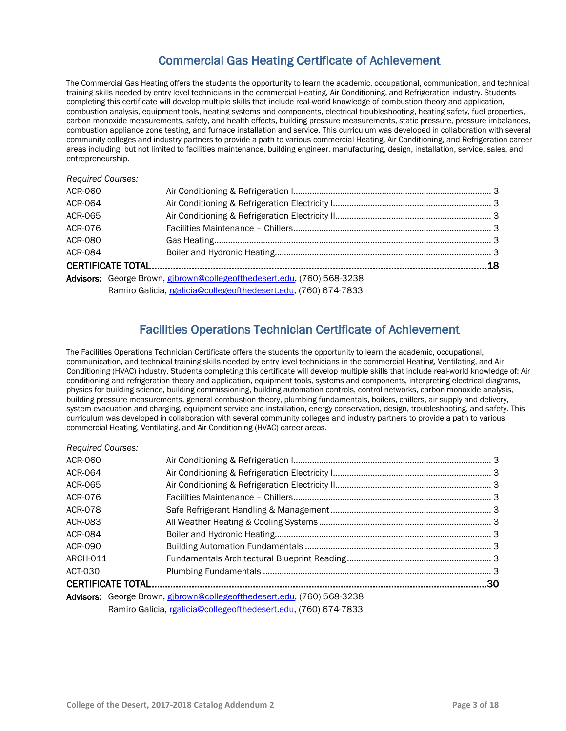## Commercial Gas Heating Certificate of Achievement

The Commercial Gas Heating offers the students the opportunity to learn the academic, occupational, communication, and technical training skills needed by entry level technicians in the commercial Heating, Air Conditioning, and Refrigeration industry. Students completing this certificate will develop multiple skills that include real-world knowledge of combustion theory and application, combustion analysis, equipment tools, heating systems and components, electrical troubleshooting, heating safety, fuel properties, carbon monoxide measurements, safety, and health effects, building pressure measurements, static pressure, pressure imbalances, combustion appliance zone testing, and furnace installation and service. This curriculum was developed in collaboration with several community colleges and industry partners to provide a path to various commercial Heating, Air Conditioning, and Refrigeration career areas including, but not limited to facilities maintenance, building engineer, manufacturing, design, installation, service, sales, and entrepreneurship.

*Required Courses:*

| | | |
|---|---|---|
| ACR-060 | Air Conditioning & Refrigeration I | 3 |
| ACR-064 | Air Conditioning & Refrigeration Electricity I | 3 |
| ACR-065 | Air Conditioning & Refrigeration Electricity II | 3 |
| ACR-076 | Facilities Maintenance – Chillers | 3 |
| ACR-080 | Gas Heating | 3 |
| ACR-084 | Boiler and Hydronic Heating | 3 |
| **CERTIFICATE TOTAL** | | **18** |

**Advisors:** George Brown, gjbrown@collegeofthedesert.edu, (760) 568-3238
Ramiro Galicia, rgalicia@collegeofthedesert.edu, (760) 674-7833

## Facilities Operations Technician Certificate of Achievement

The Facilities Operations Technician Certificate offers the students the opportunity to learn the academic, occupational, communication, and technical training skills needed by entry level technicians in the commercial Heating, Ventilating, and Air Conditioning (HVAC) industry. Students completing this certificate will develop multiple skills that include real-world knowledge of: Air conditioning and refrigeration theory and application, equipment tools, systems and components, interpreting electrical diagrams, physics for building science, building commissioning, building automation controls, control networks, carbon monoxide analysis, building pressure measurements, general combustion theory, plumbing fundamentals, boilers, chillers, air supply and delivery, system evacuation and charging, equipment service and installation, energy conservation, design, troubleshooting, and safety. This curriculum was developed in collaboration with several community colleges and industry partners to provide a path to various commercial Heating, Ventilating, and Air Conditioning (HVAC) career areas.

*Required Courses:*

| | | |
|---|---|---|
| ACR-060 | Air Conditioning & Refrigeration I | 3 |
| ACR-064 | Air Conditioning & Refrigeration Electricity I | 3 |
| ACR-065 | Air Conditioning & Refrigeration Electricity II | 3 |
| ACR-076 | Facilities Maintenance – Chillers | 3 |
| ACR-078 | Safe Refrigerant Handling & Management | 3 |
| ACR-083 | All Weather Heating & Cooling Systems | 3 |
| ACR-084 | Boiler and Hydronic Heating | 3 |
| ACR-090 | Building Automation Fundamentals | 3 |
| ARCH-011 | Fundamentals Architectural Blueprint Reading | 3 |
| ACT-030 | Plumbing Fundamentals | 3 |
| **CERTIFICATE TOTAL** | | **30** |

**Advisors:** George Brown, gjbrown@collegeofthedesert.edu, (760) 568-3238
Ramiro Galicia, rgalicia@collegeofthedesert.edu, (760) 674-7833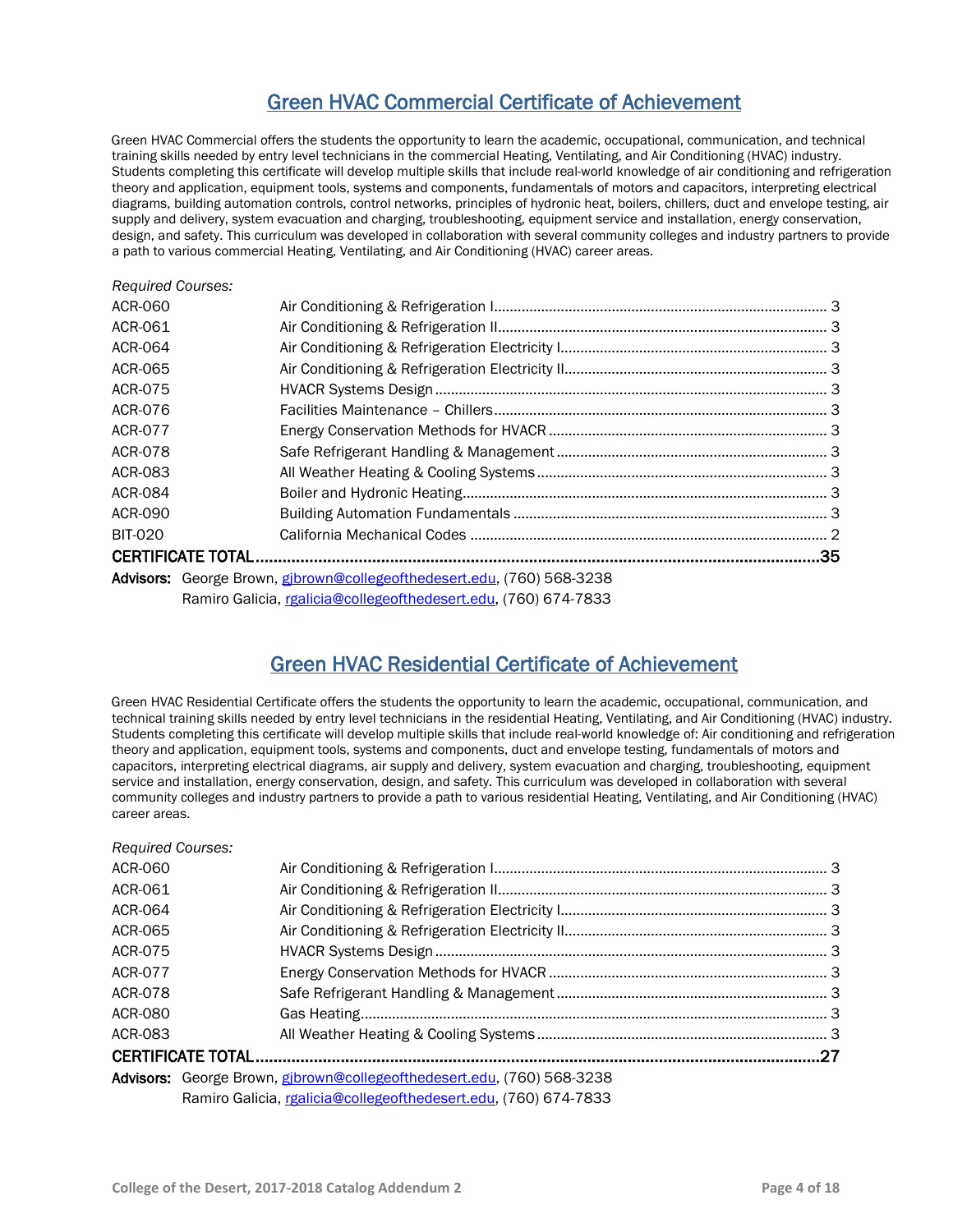## Green HVAC Commercial Certificate of Achievement

Green HVAC Commercial offers the students the opportunity to learn the academic, occupational, communication, and technical training skills needed by entry level technicians in the commercial Heating, Ventilating, and Air Conditioning (HVAC) industry. Students completing this certificate will develop multiple skills that include real-world knowledge of air conditioning and refrigeration theory and application, equipment tools, systems and components, fundamentals of motors and capacitors, interpreting electrical diagrams, building automation controls, control networks, principles of hydronic heat, boilers, chillers, duct and envelope testing, air supply and delivery, system evacuation and charging, troubleshooting, equipment service and installation, energy conservation, design, and safety. This curriculum was developed in collaboration with several community colleges and industry partners to provide a path to various commercial Heating, Ventilating, and Air Conditioning (HVAC) career areas.

*Required Courses:*

| Course | Title | Units |
|---|---|---|
| ACR-060 | Air Conditioning & Refrigeration I | 3 |
| ACR-061 | Air Conditioning & Refrigeration II | 3 |
| ACR-064 | Air Conditioning & Refrigeration Electricity I | 3 |
| ACR-065 | Air Conditioning & Refrigeration Electricity II | 3 |
| ACR-075 | HVACR Systems Design | 3 |
| ACR-076 | Facilities Maintenance – Chillers | 3 |
| ACR-077 | Energy Conservation Methods for HVACR | 3 |
| ACR-078 | Safe Refrigerant Handling & Management | 3 |
| ACR-083 | All Weather Heating & Cooling Systems | 3 |
| ACR-084 | Boiler and Hydronic Heating | 3 |
| ACR-090 | Building Automation Fundamentals | 3 |
| BIT-020 | California Mechanical Codes | 2 |
| **CERTIFICATE TOTAL** | | **35** |

**Advisors:** George Brown, gjbrown@collegeofthedesert.edu, (760) 568-3238
Ramiro Galicia, rgalicia@collegeofthedesert.edu, (760) 674-7833

## Green HVAC Residential Certificate of Achievement

Green HVAC Residential Certificate offers the students the opportunity to learn the academic, occupational, communication, and technical training skills needed by entry level technicians in the residential Heating, Ventilating, and Air Conditioning (HVAC) industry. Students completing this certificate will develop multiple skills that include real-world knowledge of: Air conditioning and refrigeration theory and application, equipment tools, systems and components, duct and envelope testing, fundamentals of motors and capacitors, interpreting electrical diagrams, air supply and delivery, system evacuation and charging, troubleshooting, equipment service and installation, energy conservation, design, and safety. This curriculum was developed in collaboration with several community colleges and industry partners to provide a path to various residential Heating, Ventilating, and Air Conditioning (HVAC) career areas.

*Required Courses:*

| Course | Title | Units |
|---|---|---|
| ACR-060 | Air Conditioning & Refrigeration I | 3 |
| ACR-061 | Air Conditioning & Refrigeration II | 3 |
| ACR-064 | Air Conditioning & Refrigeration Electricity I | 3 |
| ACR-065 | Air Conditioning & Refrigeration Electricity II | 3 |
| ACR-075 | HVACR Systems Design | 3 |
| ACR-077 | Energy Conservation Methods for HVACR | 3 |
| ACR-078 | Safe Refrigerant Handling & Management | 3 |
| ACR-080 | Gas Heating | 3 |
| ACR-083 | All Weather Heating & Cooling Systems | 3 |
| **CERTIFICATE TOTAL** | | **27** |

**Advisors:** George Brown, gjbrown@collegeofthedesert.edu, (760) 568-3238
Ramiro Galicia, rgalicia@collegeofthedesert.edu, (760) 674-7833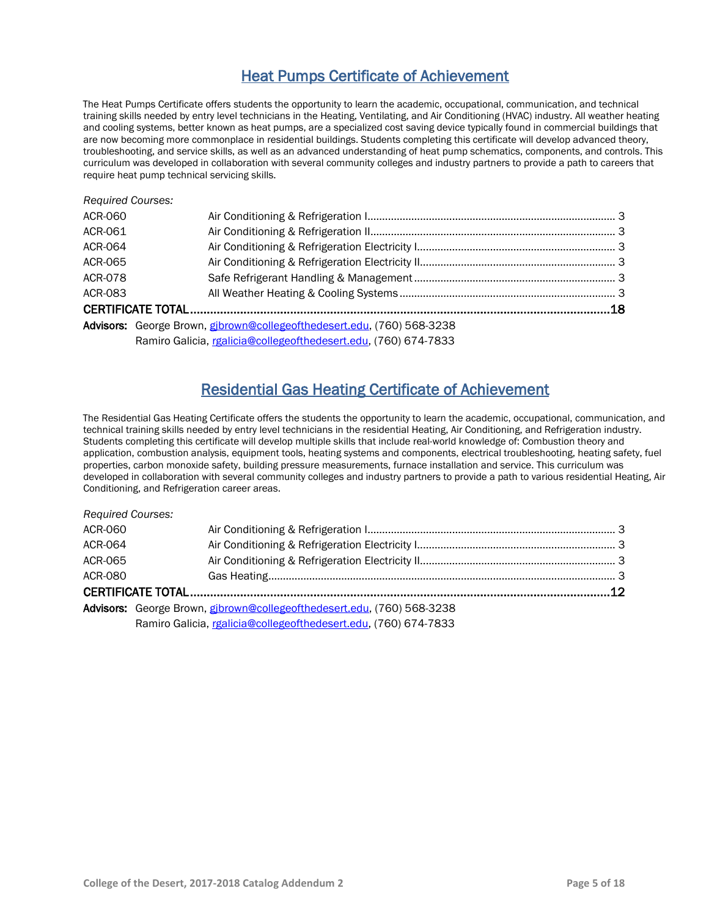## Heat Pumps Certificate of Achievement

The Heat Pumps Certificate offers students the opportunity to learn the academic, occupational, communication, and technical training skills needed by entry level technicians in the Heating, Ventilating, and Air Conditioning (HVAC) industry. All weather heating and cooling systems, better known as heat pumps, are a specialized cost saving device typically found in commercial buildings that are now becoming more commonplace in residential buildings. Students completing this certificate will develop advanced theory, troubleshooting, and service skills, as well as an advanced understanding of heat pump schematics, components, and controls. This curriculum was developed in collaboration with several community colleges and industry partners to provide a path to careers that require heat pump technical servicing skills.

*Required Courses:*

| | | |
|---|---|---|
| ACR-060 | Air Conditioning & Refrigeration I | 3 |
| ACR-061 | Air Conditioning & Refrigeration II | 3 |
| ACR-064 | Air Conditioning & Refrigeration Electricity I | 3 |
| ACR-065 | Air Conditioning & Refrigeration Electricity II | 3 |
| ACR-078 | Safe Refrigerant Handling & Management | 3 |
| ACR-083 | All Weather Heating & Cooling Systems | 3 |
| **CERTIFICATE TOTAL** | | **18** |

**Advisors:** George Brown, gjbrown@collegeofthedesert.edu, (760) 568-3238
Ramiro Galicia, rgalicia@collegeofthedesert.edu, (760) 674-7833

## Residential Gas Heating Certificate of Achievement

The Residential Gas Heating Certificate offers the students the opportunity to learn the academic, occupational, communication, and technical training skills needed by entry level technicians in the residential Heating, Air Conditioning, and Refrigeration industry. Students completing this certificate will develop multiple skills that include real-world knowledge of: Combustion theory and application, combustion analysis, equipment tools, heating systems and components, electrical troubleshooting, heating safety, fuel properties, carbon monoxide safety, building pressure measurements, furnace installation and service. This curriculum was developed in collaboration with several community colleges and industry partners to provide a path to various residential Heating, Air Conditioning, and Refrigeration career areas.

*Required Courses:*

| | | |
|---|---|---|
| ACR-060 | Air Conditioning & Refrigeration I | 3 |
| ACR-064 | Air Conditioning & Refrigeration Electricity I | 3 |
| ACR-065 | Air Conditioning & Refrigeration Electricity II | 3 |
| ACR-080 | Gas Heating | 3 |
| **CERTIFICATE TOTAL** | | **12** |

**Advisors:** George Brown, gjbrown@collegeofthedesert.edu, (760) 568-3238
Ramiro Galicia, rgalicia@collegeofthedesert.edu, (760) 674-7833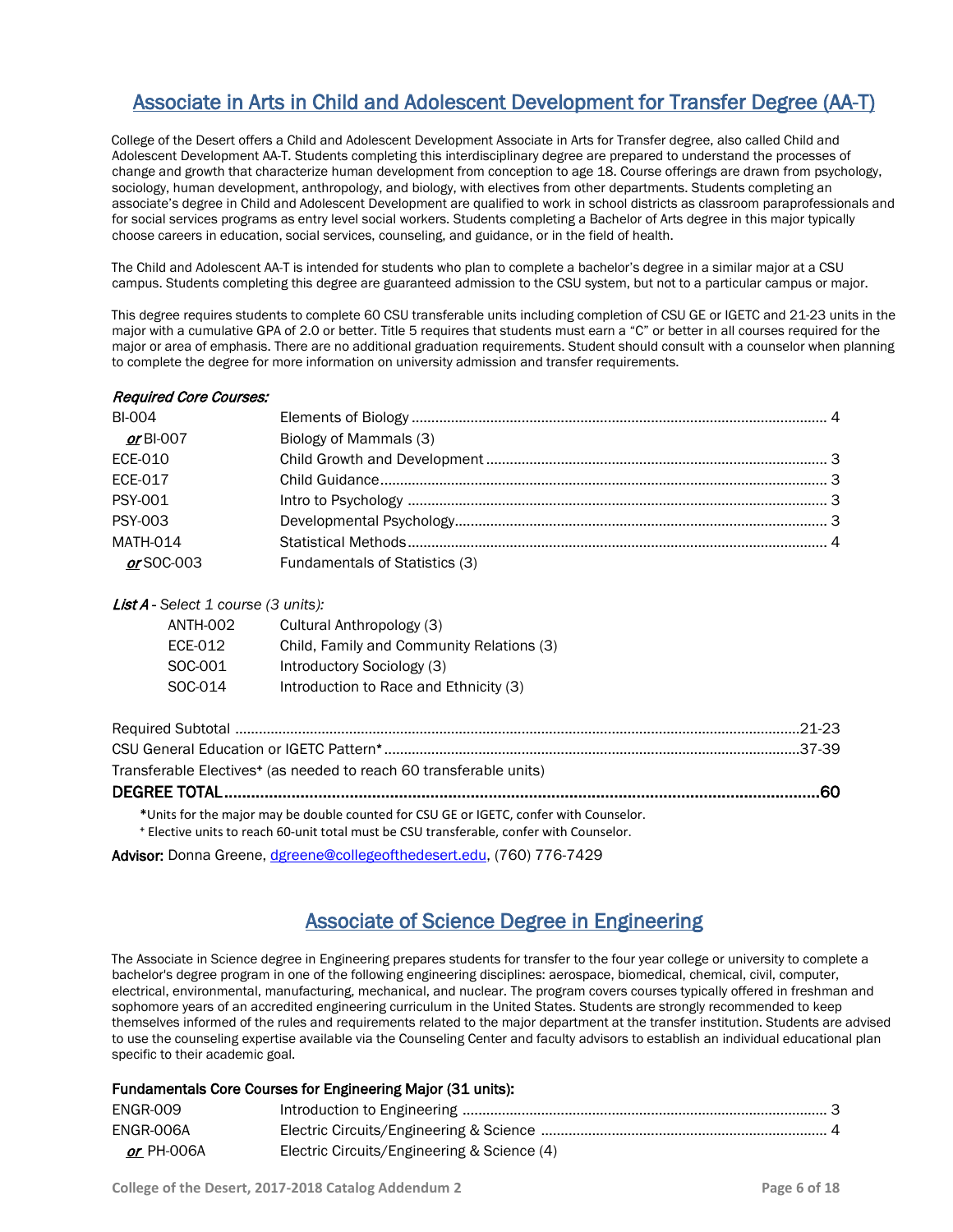## Associate in Arts in Child and Adolescent Development for Transfer Degree (AA-T)

College of the Desert offers a Child and Adolescent Development Associate in Arts for Transfer degree, also called Child and Adolescent Development AA-T. Students completing this interdisciplinary degree are prepared to understand the processes of change and growth that characterize human development from conception to age 18. Course offerings are drawn from psychology, sociology, human development, anthropology, and biology, with electives from other departments. Students completing an associate's degree in Child and Adolescent Development are qualified to work in school districts as classroom paraprofessionals and for social services programs as entry level social workers. Students completing a Bachelor of Arts degree in this major typically choose careers in education, social services, counseling, and guidance, or in the field of health.

The Child and Adolescent AA-T is intended for students who plan to complete a bachelor's degree in a similar major at a CSU campus. Students completing this degree are guaranteed admission to the CSU system, but not to a particular campus or major.

This degree requires students to complete 60 CSU transferable units including completion of CSU GE or IGETC and 21-23 units in the major with a cumulative GPA of 2.0 or better. Title 5 requires that students must earn a "C" or better in all courses required for the major or area of emphasis. There are no additional graduation requirements. Student should consult with a counselor when planning to complete the degree for more information on university admission and transfer requirements.

***Required Core Courses:***

| Course | Title | Units |
|---|---|---|
| BI-004 | Elements of Biology | 4 |
| ***or*** BI-007 | Biology of Mammals (3) | |
| ECE-010 | Child Growth and Development | 3 |
| ECE-017 | Child Guidance | 3 |
| PSY-001 | Intro to Psychology | 3 |
| PSY-003 | Developmental Psychology | 3 |
| MATH-014 | Statistical Methods | 4 |
| ***or*** SOC-003 | Fundamentals of Statistics (3) | |

***List A*** *- Select 1 course (3 units):*

| Course | Title |
|---|---|
| ANTH-002 | Cultural Anthropology (3) |
| ECE-012 | Child, Family and Community Relations (3) |
| SOC-001 | Introductory Sociology (3) |
| SOC-014 | Introduction to Race and Ethnicity (3) |

| | Units |
|---|---|
| Required Subtotal | 21-23 |
| CSU General Education or IGETC Pattern* | 37-39 |
| Transferable Electives⁺ (as needed to reach 60 transferable units) | |
| **DEGREE TOTAL** | **60** |

*Units for the major may be double counted for CSU GE or IGETC, confer with Counselor.

⁺ Elective units to reach 60-unit total must be CSU transferable, confer with Counselor.

**Advisor:** Donna Greene, dgreene@collegeofthedesert.edu, (760) 776-7429

## Associate of Science Degree in Engineering

The Associate in Science degree in Engineering prepares students for transfer to the four year college or university to complete a bachelor's degree program in one of the following engineering disciplines: aerospace, biomedical, chemical, civil, computer, electrical, environmental, manufacturing, mechanical, and nuclear. The program covers courses typically offered in freshman and sophomore years of an accredited engineering curriculum in the United States. Students are strongly recommended to keep themselves informed of the rules and requirements related to the major department at the transfer institution. Students are advised to use the counseling expertise available via the Counseling Center and faculty advisors to establish an individual educational plan specific to their academic goal.

**Fundamentals Core Courses for Engineering Major (31 units):**

| Course | Title | Units |
|---|---|---|
| ENGR-009 | Introduction to Engineering | 3 |
| ENGR-006A | Electric Circuits/Engineering & Science | 4 |
| ***or*** PH-006A | Electric Circuits/Engineering & Science (4) | |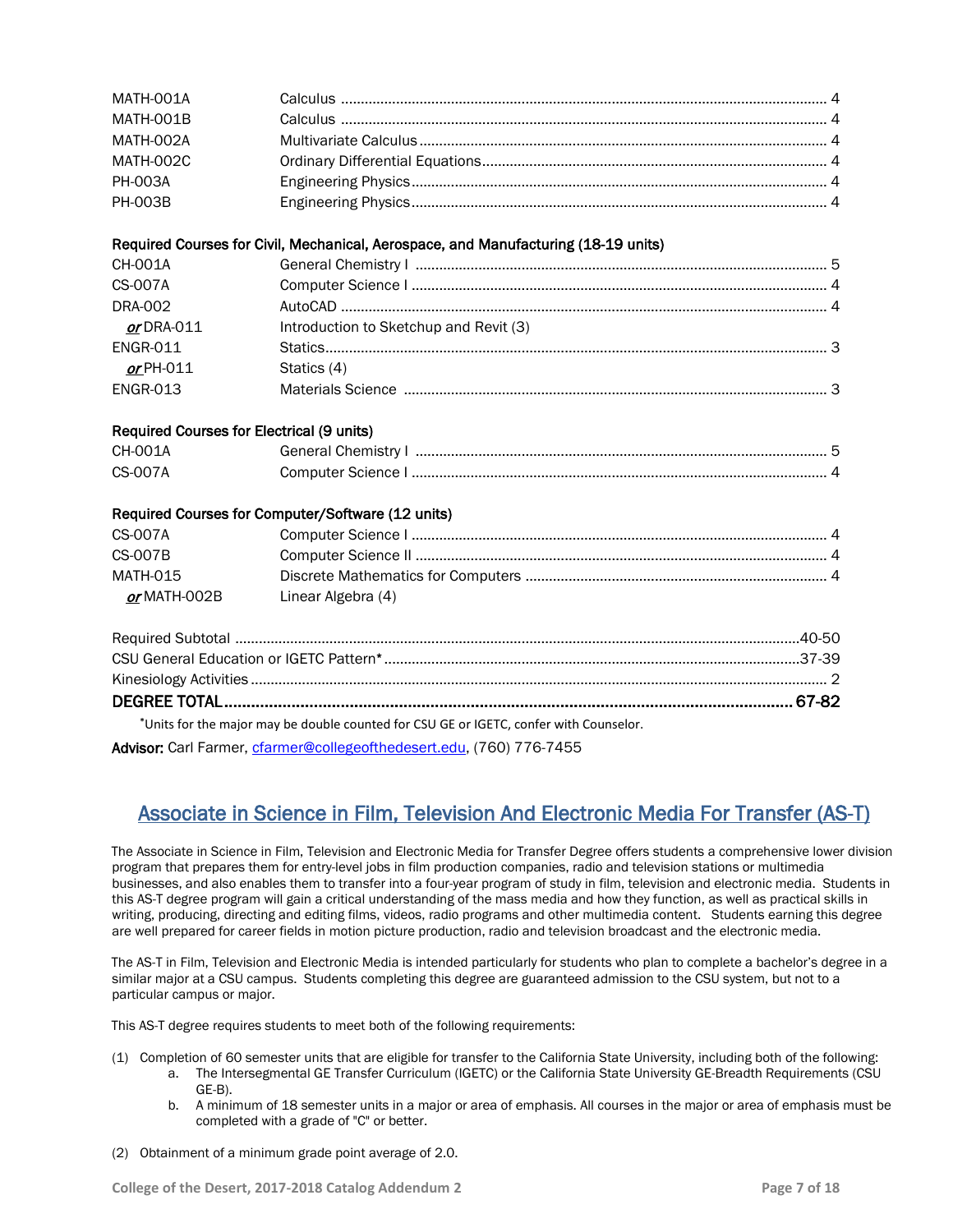| | | |
|---|---|---|
| MATH-001A | Calculus | 4 |
| MATH-001B | Calculus | 4 |
| MATH-002A | Multivariate Calculus | 4 |
| MATH-002C | Ordinary Differential Equations | 4 |
| PH-003A | Engineering Physics | 4 |
| PH-003B | Engineering Physics | 4 |

**Required Courses for Civil, Mechanical, Aerospace, and Manufacturing (18-19 units)**

| | | |
|---|---|---|
| CH-001A | General Chemistry I | 5 |
| CS-007A | Computer Science I | 4 |
| DRA-002 | AutoCAD | 4 |
| *or* DRA-011 | Introduction to Sketchup and Revit (3) | |
| ENGR-011 | Statics | 3 |
| *or* PH-011 | Statics (4) | |
| ENGR-013 | Materials Science | 3 |

**Required Courses for Electrical (9 units)**

| | | |
|---|---|---|
| CH-001A | General Chemistry I | 5 |
| CS-007A | Computer Science I | 4 |

**Required Courses for Computer/Software (12 units)**

| | | |
|---|---|---|
| CS-007A | Computer Science I | 4 |
| CS-007B | Computer Science II | 4 |
| MATH-015 | Discrete Mathematics for Computers | 4 |
| *or* MATH-002B | Linear Algebra (4) | |

| | |
|---|---|
| Required Subtotal | 40-50 |
| CSU General Education or IGETC Pattern* | 37-39 |
| Kinesiology Activities | 2 |
| **DEGREE TOTAL** | **67-82** |

*Units for the major may be double counted for CSU GE or IGETC, confer with Counselor.

**Advisor:** Carl Farmer, cfarmer@collegeofthedesert.edu, (760) 776-7455

## Associate in Science in Film, Television And Electronic Media For Transfer (AS-T)

The Associate in Science in Film, Television and Electronic Media for Transfer Degree offers students a comprehensive lower division program that prepares them for entry-level jobs in film production companies, radio and television stations or multimedia businesses, and also enables them to transfer into a four-year program of study in film, television and electronic media. Students in this AS-T degree program will gain a critical understanding of the mass media and how they function, as well as practical skills in writing, producing, directing and editing films, videos, radio programs and other multimedia content. Students earning this degree are well prepared for career fields in motion picture production, radio and television broadcast and the electronic media.

The AS-T in Film, Television and Electronic Media is intended particularly for students who plan to complete a bachelor's degree in a similar major at a CSU campus. Students completing this degree are guaranteed admission to the CSU system, but not to a particular campus or major.

This AS-T degree requires students to meet both of the following requirements:

(1) Completion of 60 semester units that are eligible for transfer to the California State University, including both of the following:
   a. The Intersegmental GE Transfer Curriculum (IGETC) or the California State University GE-Breadth Requirements (CSU GE-B).
   b. A minimum of 18 semester units in a major or area of emphasis. All courses in the major or area of emphasis must be completed with a grade of "C" or better.

(2) Obtainment of a minimum grade point average of 2.0.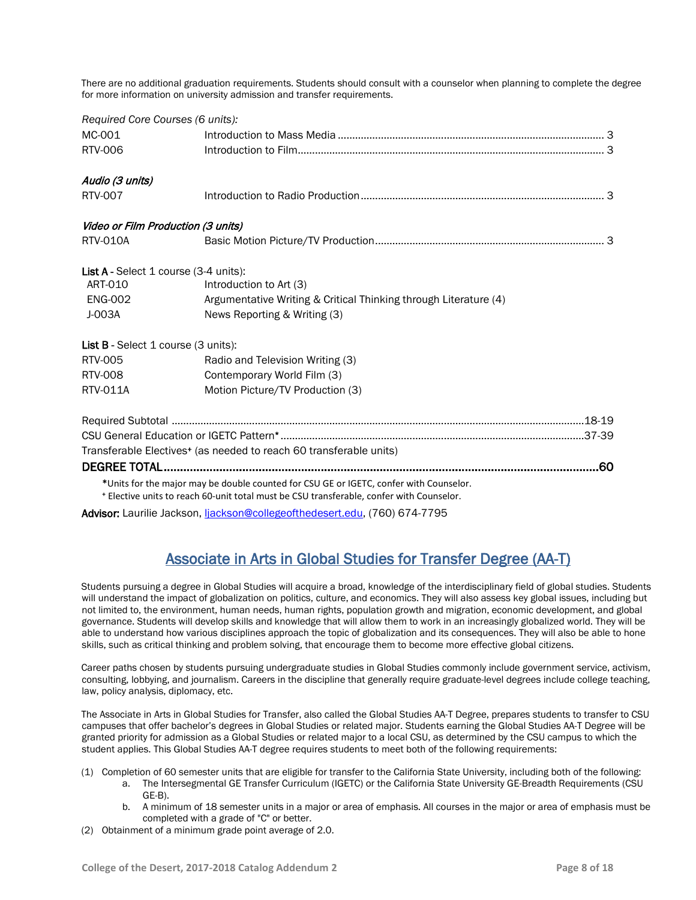There are no additional graduation requirements. Students should consult with a counselor when planning to complete the degree for more information on university admission and transfer requirements.

*Required Core Courses (6 units):*

| | | |
|---|---|---|
| MC-001 | Introduction to Mass Media | 3 |
| RTV-006 | Introduction to Film | 3 |

***Audio (3 units)***

| | | |
|---|---|---|
| RTV-007 | Introduction to Radio Production | 3 |

***Video or Film Production (3 units)***

| | | |
|---|---|---|
| RTV-010A | Basic Motion Picture/TV Production | 3 |

**List A** - Select 1 course (3-4 units):

| | |
|---|---|
| ART-010 | Introduction to Art (3) |
| ENG-002 | Argumentative Writing & Critical Thinking through Literature (4) |
| J-003A | News Reporting & Writing (3) |

**List B** - Select 1 course (3 units):

| | |
|---|---|
| RTV-005 | Radio and Television Writing (3) |
| RTV-008 | Contemporary World Film (3) |
| RTV-011A | Motion Picture/TV Production (3) |

| | |
|---|---|
| Required Subtotal | 18-19 |
| CSU General Education or IGETC Pattern* | 37-39 |
| Transferable Electives⁺ (as needed to reach 60 transferable units) | |
| **DEGREE TOTAL** | **60** |

*Units for the major may be double counted for CSU GE or IGETC, confer with Counselor.

⁺ Elective units to reach 60-unit total must be CSU transferable, confer with Counselor.

**Advisor:** Laurilie Jackson, ljackson@collegeofthedesert.edu, (760) 674-7795

## Associate in Arts in Global Studies for Transfer Degree (AA-T)

Students pursuing a degree in Global Studies will acquire a broad, knowledge of the interdisciplinary field of global studies. Students will understand the impact of globalization on politics, culture, and economics. They will also assess key global issues, including but not limited to, the environment, human needs, human rights, population growth and migration, economic development, and global governance. Students will develop skills and knowledge that will allow them to work in an increasingly globalized world. They will be able to understand how various disciplines approach the topic of globalization and its consequences. They will also be able to hone skills, such as critical thinking and problem solving, that encourage them to become more effective global citizens.

Career paths chosen by students pursuing undergraduate studies in Global Studies commonly include government service, activism, consulting, lobbying, and journalism. Careers in the discipline that generally require graduate-level degrees include college teaching, law, policy analysis, diplomacy, etc.

The Associate in Arts in Global Studies for Transfer, also called the Global Studies AA-T Degree, prepares students to transfer to CSU campuses that offer bachelor's degrees in Global Studies or related major. Students earning the Global Studies AA-T Degree will be granted priority for admission as a Global Studies or related major to a local CSU, as determined by the CSU campus to which the student applies. This Global Studies AA-T degree requires students to meet both of the following requirements:

(1) Completion of 60 semester units that are eligible for transfer to the California State University, including both of the following:
   a. The Intersegmental GE Transfer Curriculum (IGETC) or the California State University GE-Breadth Requirements (CSU GE-B).
   b. A minimum of 18 semester units in a major or area of emphasis. All courses in the major or area of emphasis must be completed with a grade of "C" or better.

(2) Obtainment of a minimum grade point average of 2.0.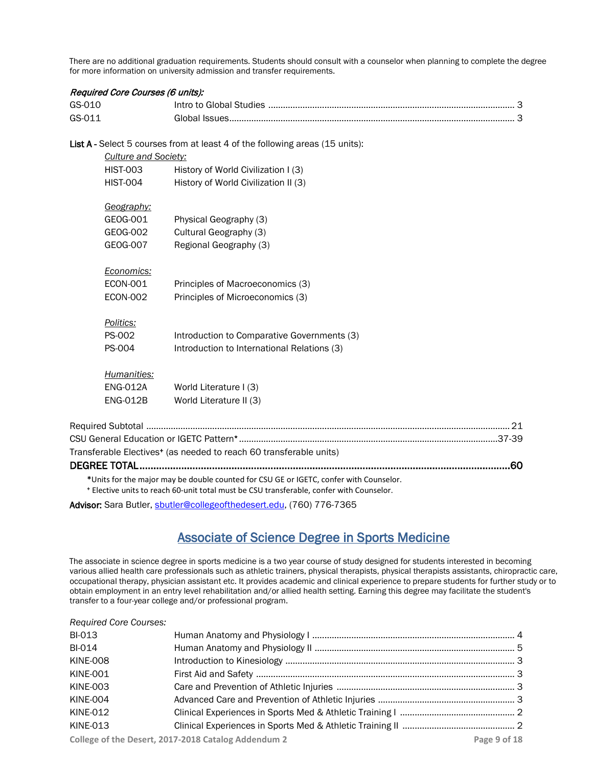There are no additional graduation requirements. Students should consult with a counselor when planning to complete the degree for more information on university admission and transfer requirements.

***Required Core Courses (6 units):***

| | | |
|---|---|---|
| GS-010 | Intro to Global Studies | 3 |
| GS-011 | Global Issues | 3 |

**List A -** Select 5 courses from at least 4 of the following areas (15 units):

*Culture and Society:*

| | |
|---|---|
| HIST-003 | History of World Civilization I (3) |
| HIST-004 | History of World Civilization II (3) |

*Geography:*

| | |
|---|---|
| GEOG-001 | Physical Geography (3) |
| GEOG-002 | Cultural Geography (3) |
| GEOG-007 | Regional Geography (3) |

*Economics:*

| | |
|---|---|
| ECON-001 | Principles of Macroeconomics (3) |
| ECON-002 | Principles of Microeconomics (3) |

*Politics:*

| | |
|---|---|
| PS-002 | Introduction to Comparative Governments (3) |
| PS-004 | Introduction to International Relations (3) |

*Humanities:*

| | |
|---|---|
| ENG-012A | World Literature I (3) |
| ENG-012B | World Literature II (3) |

| | |
|---|---|
| Required Subtotal | 21 |
| CSU General Education or IGETC Pattern* | 37-39 |
| Transferable Electives⁺ (as needed to reach 60 transferable units) | |
| **DEGREE TOTAL** | **60** |

*Units for the major may be double counted for CSU GE or IGETC, confer with Counselor.
⁺ Elective units to reach 60-unit total must be CSU transferable, confer with Counselor.

**Advisor:** Sara Butler, sbutler@collegeofthedesert.edu, (760) 776-7365

## Associate of Science Degree in Sports Medicine

The associate in science degree in sports medicine is a two year course of study designed for students interested in becoming various allied health care professionals such as athletic trainers, physical therapists, physical therapists assistants, chiropractic care, occupational therapy, physician assistant etc. It provides academic and clinical experience to prepare students for further study or to obtain employment in an entry level rehabilitation and/or allied health setting. Earning this degree may facilitate the student's transfer to a four-year college and/or professional program.

*Required Core Courses:*

| | | |
|---|---|---|
| BI-013 | Human Anatomy and Physiology I | 4 |
| BI-014 | Human Anatomy and Physiology II | 5 |
| KINE-008 | Introduction to Kinesiology | 3 |
| KINE-001 | First Aid and Safety | 3 |
| KINE-003 | Care and Prevention of Athletic Injuries | 3 |
| KINE-004 | Advanced Care and Prevention of Athletic Injuries | 3 |
| KINE-012 | Clinical Experiences in Sports Med & Athletic Training I | 2 |
| KINE-013 | Clinical Experiences in Sports Med & Athletic Training II | 2 |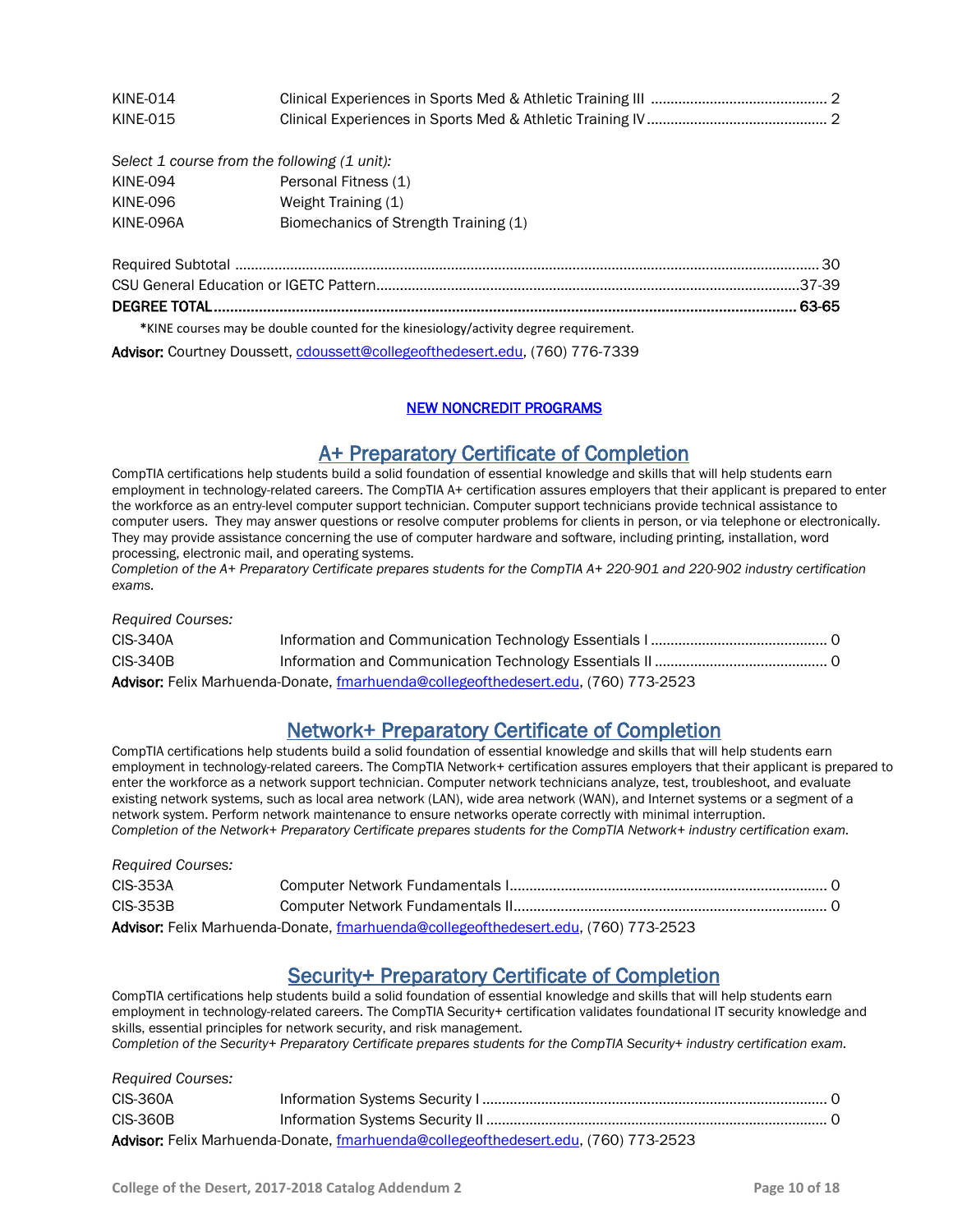| | | |
|---|---|---|
| KINE-014 | Clinical Experiences in Sports Med & Athletic Training III | 2 |
| KINE-015 | Clinical Experiences in Sports Med & Athletic Training IV | 2 |

*Select 1 course from the following (1 unit):*

| | |
|---|---|
| KINE-094 | Personal Fitness (1) |
| KINE-096 | Weight Training (1) |
| KINE-096A | Biomechanics of Strength Training (1) |

| | |
|---|---|
| Required Subtotal | 30 |
| CSU General Education or IGETC Pattern | 37-39 |
| **DEGREE TOTAL** | **63-65** |

*KINE courses may be double counted for the kinesiology/activity degree requirement.

**Advisor:** Courtney Doussett, cdoussett@collegeofthedesert.edu, (760) 776-7339

## NEW NONCREDIT PROGRAMS

## A+ Preparatory Certificate of Completion

CompTIA certifications help students build a solid foundation of essential knowledge and skills that will help students earn employment in technology-related careers. The CompTIA A+ certification assures employers that their applicant is prepared to enter the workforce as an entry-level computer support technician. Computer support technicians provide technical assistance to computer users. They may answer questions or resolve computer problems for clients in person, or via telephone or electronically. They may provide assistance concerning the use of computer hardware and software, including printing, installation, word processing, electronic mail, and operating systems.

*Completion of the A+ Preparatory Certificate prepares students for the CompTIA A+ 220-901 and 220-902 industry certification exams.*

*Required Courses:*

| | | |
|---|---|---|
| CIS-340A | Information and Communication Technology Essentials I | 0 |
| CIS-340B | Information and Communication Technology Essentials II | 0 |

**Advisor:** Felix Marhuenda-Donate, fmarhuenda@collegeofthedesert.edu, (760) 773-2523

## Network+ Preparatory Certificate of Completion

CompTIA certifications help students build a solid foundation of essential knowledge and skills that will help students earn employment in technology-related careers. The CompTIA Network+ certification assures employers that their applicant is prepared to enter the workforce as a network support technician. Computer network technicians analyze, test, troubleshoot, and evaluate existing network systems, such as local area network (LAN), wide area network (WAN), and Internet systems or a segment of a network system. Perform network maintenance to ensure networks operate correctly with minimal interruption.

*Completion of the Network+ Preparatory Certificate prepares students for the CompTIA Network+ industry certification exam.*

*Required Courses:*

| | | |
|---|---|---|
| CIS-353A | Computer Network Fundamentals I | 0 |
| CIS-353B | Computer Network Fundamentals II | 0 |

**Advisor:** Felix Marhuenda-Donate, fmarhuenda@collegeofthedesert.edu, (760) 773-2523

## Security+ Preparatory Certificate of Completion

CompTIA certifications help students build a solid foundation of essential knowledge and skills that will help students earn employment in technology-related careers. The CompTIA Security+ certification validates foundational IT security knowledge and skills, essential principles for network security, and risk management.

*Completion of the Security+ Preparatory Certificate prepares students for the CompTIA Security+ industry certification exam.*

*Required Courses:*

| | | |
|---|---|---|
| CIS-360A | Information Systems Security I | 0 |
| CIS-360B | Information Systems Security II | 0 |

**Advisor:** Felix Marhuenda-Donate, fmarhuenda@collegeofthedesert.edu, (760) 773-2523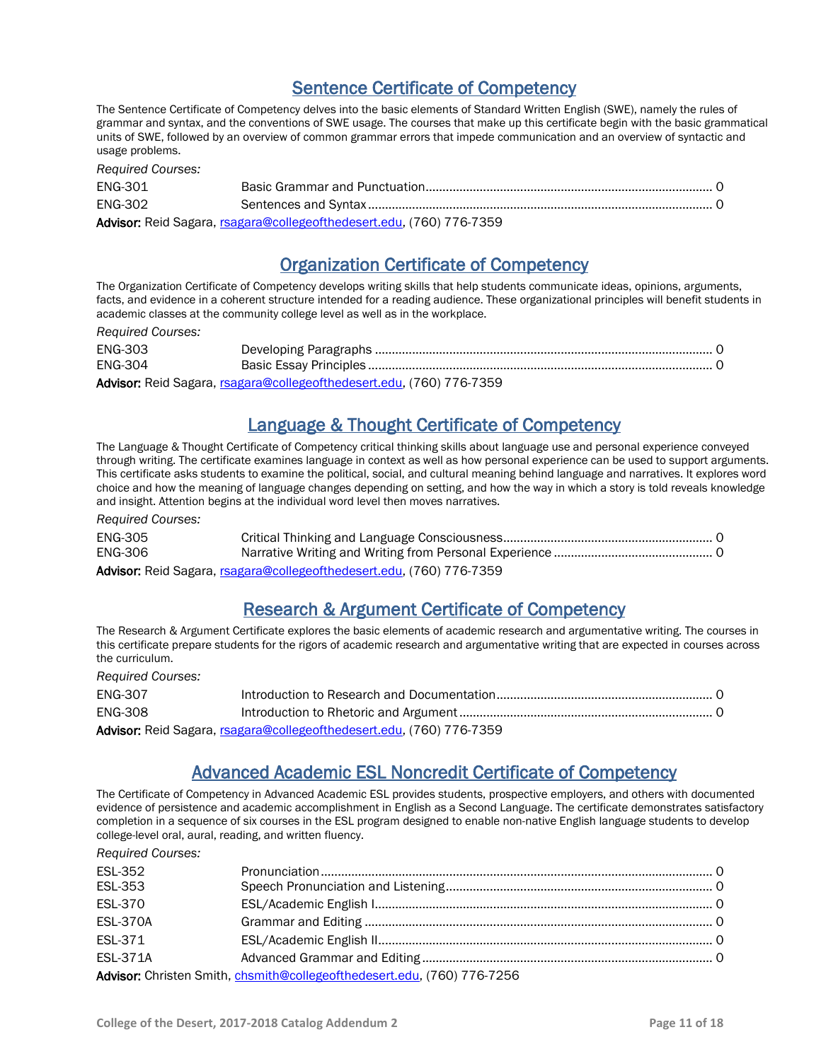## Sentence Certificate of Competency

The Sentence Certificate of Competency delves into the basic elements of Standard Written English (SWE), namely the rules of grammar and syntax, and the conventions of SWE usage. The courses that make up this certificate begin with the basic grammatical units of SWE, followed by an overview of common grammar errors that impede communication and an overview of syntactic and usage problems.

*Required Courses:*

| | | |
|---|---|---|
| ENG-301 | Basic Grammar and Punctuation | 0 |
| ENG-302 | Sentences and Syntax | 0 |

**Advisor:** Reid Sagara, rsagara@collegeofthedesert.edu, (760) 776-7359

## Organization Certificate of Competency

The Organization Certificate of Competency develops writing skills that help students communicate ideas, opinions, arguments, facts, and evidence in a coherent structure intended for a reading audience. These organizational principles will benefit students in academic classes at the community college level as well as in the workplace.

*Required Courses:*

| | | |
|---|---|---|
| ENG-303 | Developing Paragraphs | 0 |
| ENG-304 | Basic Essay Principles | 0 |

**Advisor:** Reid Sagara, rsagara@collegeofthedesert.edu, (760) 776-7359

## Language & Thought Certificate of Competency

The Language & Thought Certificate of Competency critical thinking skills about language use and personal experience conveyed through writing. The certificate examines language in context as well as how personal experience can be used to support arguments. This certificate asks students to examine the political, social, and cultural meaning behind language and narratives. It explores word choice and how the meaning of language changes depending on setting, and how the way in which a story is told reveals knowledge and insight. Attention begins at the individual word level then moves narratives.

*Required Courses:*

| | | |
|---|---|---|
| ENG-305 | Critical Thinking and Language Consciousness | 0 |
| ENG-306 | Narrative Writing and Writing from Personal Experience | 0 |

**Advisor:** Reid Sagara, rsagara@collegeofthedesert.edu, (760) 776-7359

## Research & Argument Certificate of Competency

The Research & Argument Certificate explores the basic elements of academic research and argumentative writing. The courses in this certificate prepare students for the rigors of academic research and argumentative writing that are expected in courses across the curriculum.

*Required Courses:*

| | | |
|---|---|---|
| ENG-307 | Introduction to Research and Documentation | 0 |
| ENG-308 | Introduction to Rhetoric and Argument | 0 |

**Advisor:** Reid Sagara, rsagara@collegeofthedesert.edu, (760) 776-7359

## Advanced Academic ESL Noncredit Certificate of Competency

The Certificate of Competency in Advanced Academic ESL provides students, prospective employers, and others with documented evidence of persistence and academic accomplishment in English as a Second Language. The certificate demonstrates satisfactory completion in a sequence of six courses in the ESL program designed to enable non-native English language students to develop college-level oral, aural, reading, and written fluency.

*Required Courses:*

| | | |
|---|---|---|
| ESL-352 | Pronunciation | 0 |
| ESL-353 | Speech Pronunciation and Listening | 0 |
| ESL-370 | ESL/Academic English I | 0 |
| ESL-370A | Grammar and Editing | 0 |
| ESL-371 | ESL/Academic English II | 0 |
| ESL-371A | Advanced Grammar and Editing | 0 |

**Advisor:** Christen Smith, chsmith@collegeofthedesert.edu, (760) 776-7256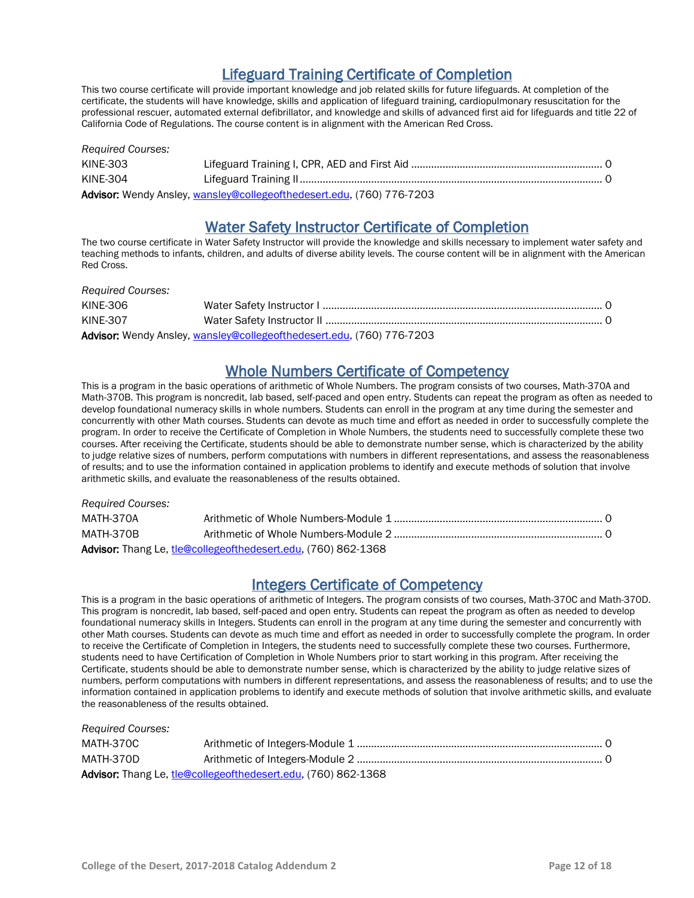## Lifeguard Training Certificate of Completion

This two course certificate will provide important knowledge and job related skills for future lifeguards. At completion of the certificate, the students will have knowledge, skills and application of lifeguard training, cardiopulmonary resuscitation for the professional rescuer, automated external defibrillator, and knowledge and skills of advanced first aid for lifeguards and title 22 of California Code of Regulations. The course content is in alignment with the American Red Cross.

*Required Courses:*

| | | |
|---|---|---|
| KINE-303 | Lifeguard Training I, CPR, AED and First Aid | 0 |
| KINE-304 | Lifeguard Training II | 0 |

**Advisor:** Wendy Ansley, wansley@collegeofthedesert.edu, (760) 776-7203

## Water Safety Instructor Certificate of Completion

The two course certificate in Water Safety Instructor will provide the knowledge and skills necessary to implement water safety and teaching methods to infants, children, and adults of diverse ability levels. The course content will be in alignment with the American Red Cross.

*Required Courses:*

| | | |
|---|---|---|
| KINE-306 | Water Safety Instructor I | 0 |
| KINE-307 | Water Safety Instructor II | 0 |

**Advisor:** Wendy Ansley, wansley@collegeofthedesert.edu, (760) 776-7203

## Whole Numbers Certificate of Competency

This is a program in the basic operations of arithmetic of Whole Numbers. The program consists of two courses, Math-370A and Math-370B. This program is noncredit, lab based, self-paced and open entry. Students can repeat the program as often as needed to develop foundational numeracy skills in whole numbers. Students can enroll in the program at any time during the semester and concurrently with other Math courses. Students can devote as much time and effort as needed in order to successfully complete the program. In order to receive the Certificate of Completion in Whole Numbers, the students need to successfully complete these two courses. After receiving the Certificate, students should be able to demonstrate number sense, which is characterized by the ability to judge relative sizes of numbers, perform computations with numbers in different representations, and assess the reasonableness of results; and to use the information contained in application problems to identify and execute methods of solution that involve arithmetic skills, and evaluate the reasonableness of the results obtained.

*Required Courses:*

| | | |
|---|---|---|
| MATH-370A | Arithmetic of Whole Numbers-Module 1 | 0 |
| MATH-370B | Arithmetic of Whole Numbers-Module 2 | 0 |

**Advisor:** Thang Le, tle@collegeofthedesert.edu, (760) 862-1368

## Integers Certificate of Competency

This is a program in the basic operations of arithmetic of Integers. The program consists of two courses, Math-370C and Math-370D. This program is noncredit, lab based, self-paced and open entry. Students can repeat the program as often as needed to develop foundational numeracy skills in Integers. Students can enroll in the program at any time during the semester and concurrently with other Math courses. Students can devote as much time and effort as needed in order to successfully complete the program. In order to receive the Certificate of Completion in Integers, the students need to successfully complete these two courses. Furthermore, students need to have Certification of Completion in Whole Numbers prior to start working in this program. After receiving the Certificate, students should be able to demonstrate number sense, which is characterized by the ability to judge relative sizes of numbers, perform computations with numbers in different representations, and assess the reasonableness of results; and to use the information contained in application problems to identify and execute methods of solution that involve arithmetic skills, and evaluate the reasonableness of the results obtained.

*Required Courses:*

| | | |
|---|---|---|
| MATH-370C | Arithmetic of Integers-Module 1 | 0 |
| MATH-370D | Arithmetic of Integers-Module 2 | 0 |

**Advisor:** Thang Le, tle@collegeofthedesert.edu, (760) 862-1368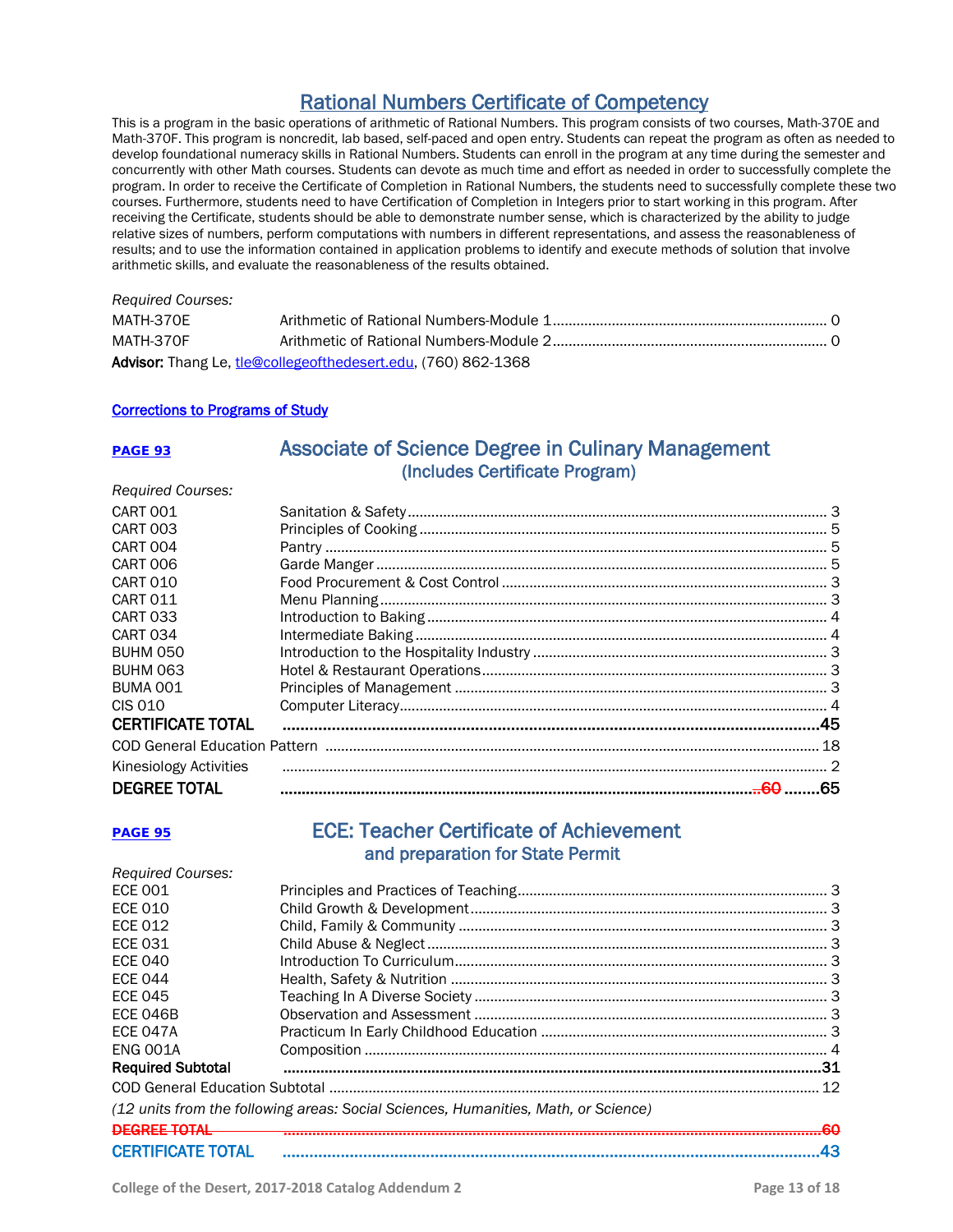## Rational Numbers Certificate of Competency

This is a program in the basic operations of arithmetic of Rational Numbers. This program consists of two courses, Math-370E and Math-370F. This program is noncredit, lab based, self-paced and open entry. Students can repeat the program as often as needed to develop foundational numeracy skills in Rational Numbers. Students can enroll in the program at any time during the semester and concurrently with other Math courses. Students can devote as much time and effort as needed in order to successfully complete the program. In order to receive the Certificate of Completion in Rational Numbers, the students need to successfully complete these two courses. Furthermore, students need to have Certification of Completion in Integers prior to start working in this program. After receiving the Certificate, students should be able to demonstrate number sense, which is characterized by the ability to judge relative sizes of numbers, perform computations with numbers in different representations, and assess the reasonableness of results; and to use the information contained in application problems to identify and execute methods of solution that involve arithmetic skills, and evaluate the reasonableness of the results obtained.

*Required Courses:*

| | | |
|---|---|---|
| MATH-370E | Arithmetic of Rational Numbers-Module 1 | 0 |
| MATH-370F | Arithmetic of Rational Numbers-Module 2 | 0 |

**Advisor:** Thang Le, tle@collegeofthedesert.edu, (760) 862-1368

**Corrections to Programs of Study**

**PAGE 93**

## Associate of Science Degree in Culinary Management
### (Includes Certificate Program)

*Required Courses:*

| | | |
|---|---|---|
| CART 001 | Sanitation & Safety | 3 |
| CART 003 | Principles of Cooking | 5 |
| CART 004 | Pantry | 5 |
| CART 006 | Garde Manger | 5 |
| CART 010 | Food Procurement & Cost Control | 3 |
| CART 011 | Menu Planning | 3 |
| CART 033 | Introduction to Baking | 4 |
| CART 034 | Intermediate Baking | 4 |
| BUHM 050 | Introduction to the Hospitality Industry | 3 |
| BUHM 063 | Hotel & Restaurant Operations | 3 |
| BUMA 001 | Principles of Management | 3 |
| CIS 010 | Computer Literacy | 4 |
| **CERTIFICATE TOTAL** | | **45** |
| COD General Education Pattern | | 18 |
| Kinesiology Activities | | 2 |
| **DEGREE TOTAL** | | ~~60~~ **65** |

**PAGE 95**

## ECE: Teacher Certificate of Achievement
### and preparation for State Permit

*Required Courses:*

| | | |
|---|---|---|
| ECE 001 | Principles and Practices of Teaching | 3 |
| ECE 010 | Child Growth & Development | 3 |
| ECE 012 | Child, Family & Community | 3 |
| ECE 031 | Child Abuse & Neglect | 3 |
| ECE 040 | Introduction To Curriculum | 3 |
| ECE 044 | Health, Safety & Nutrition | 3 |
| ECE 045 | Teaching In A Diverse Society | 3 |
| ECE 046B | Observation and Assessment | 3 |
| ECE 047A | Practicum In Early Childhood Education | 3 |
| ENG 001A | Composition | 4 |
| **Required Subtotal** | | **31** |
| COD General Education Subtotal | | 12 |

*(12 units from the following areas: Social Sciences, Humanities, Math, or Science)*

| | |
|---|---|
| ~~DEGREE TOTAL~~ | ~~60~~ |
| **CERTIFICATE TOTAL** | **43** |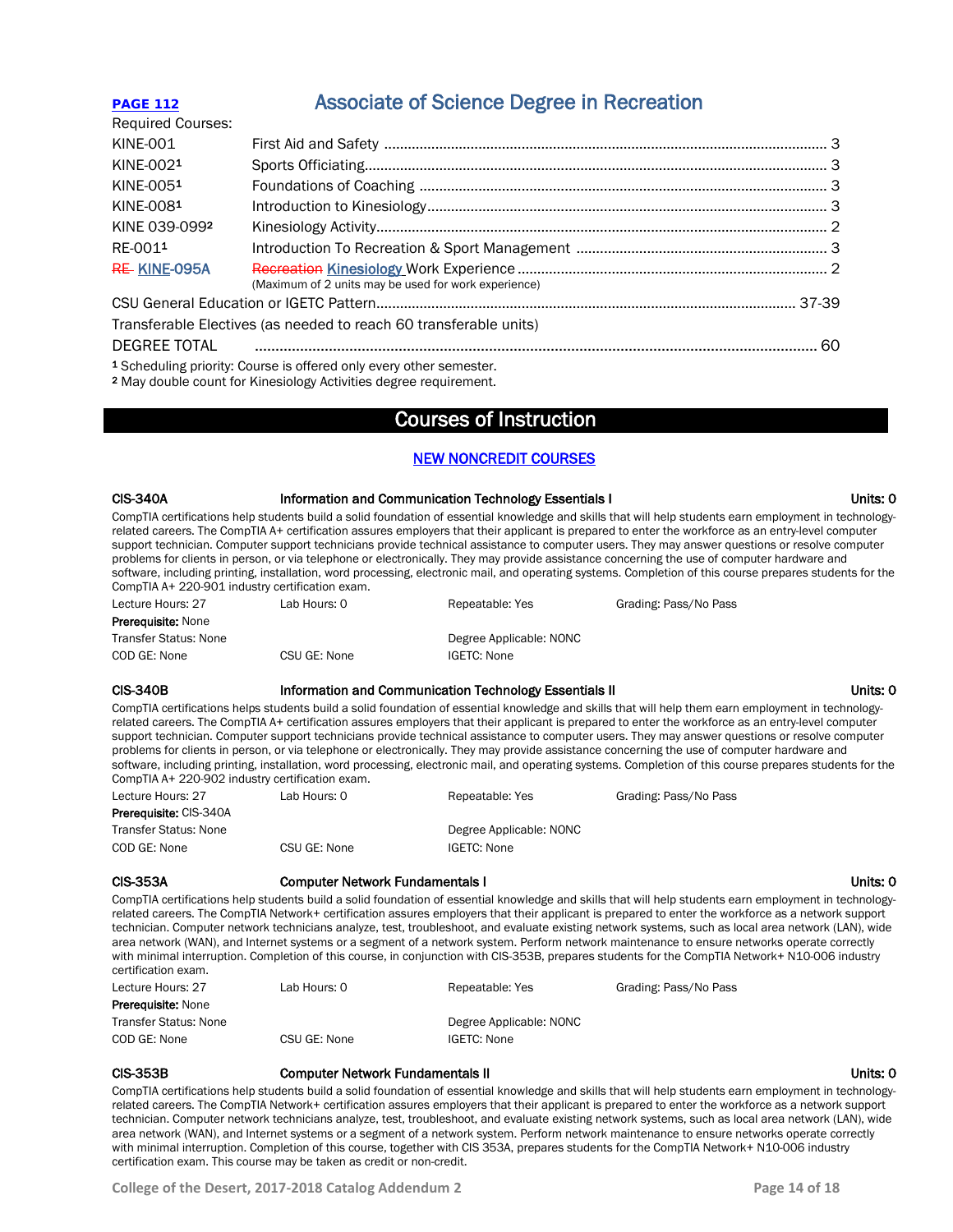**PAGE 112**

## Associate of Science Degree in Recreation

Required Courses:

| | | |
|---|---|---|
| KINE-001 | First Aid and Safety | 3 |
| KINE-002[1] | Sports Officiating | 3 |
| KINE-005[1] | Foundations of Coaching | 3 |
| KINE-008[1] | Introduction to Kinesiology | 3 |
| KINE 039-099[2] | Kinesiology Activity | 2 |
| RE-001[1] | Introduction To Recreation & Sport Management | 3 |
| ~~RE-~~ KINE-095A | ~~Recreation~~ Kinesiology Work Experience (Maximum of 2 units may be used for work experience) | 2 |
| CSU General Education or IGETC Pattern | | 37-39 |
| Transferable Electives (as needed to reach 60 transferable units) | | |
| DEGREE TOTAL | | 60 |

[1] Scheduling priority: Course is offered only every other semester.
[2] May double count for Kinesiology Activities degree requirement.

# Courses of Instruction

### NEW NONCREDIT COURSES

**CIS-340A — Information and Communication Technology Essentials I — Units: 0**

CompTIA certifications help students build a solid foundation of essential knowledge and skills that will help students earn employment in technology-related careers. The CompTIA A+ certification assures employers that their applicant is prepared to enter the workforce as an entry-level computer support technician. Computer support technicians provide technical assistance to computer users. They may answer questions or resolve computer problems for clients in person, or via telephone or electronically. They may provide assistance concerning the use of computer hardware and software, including printing, installation, word processing, electronic mail, and operating systems. Completion of this course prepares students for the CompTIA A+ 220-901 industry certification exam.

Lecture Hours: 27 | Lab Hours: 0 | Repeatable: Yes | Grading: Pass/No Pass
**Prerequisite:** None
Transfer Status: None | Degree Applicable: NONC
COD GE: None | CSU GE: None | IGETC: None

**CIS-340B — Information and Communication Technology Essentials II — Units: 0**

CompTIA certifications helps students build a solid foundation of essential knowledge and skills that will help them earn employment in technology-related careers. The CompTIA A+ certification assures employers that their applicant is prepared to enter the workforce as an entry-level computer support technician. Computer support technicians provide technical assistance to computer users. They may answer questions or resolve computer problems for clients in person, or via telephone or electronically. They may provide assistance concerning the use of computer hardware and software, including printing, installation, word processing, electronic mail, and operating systems. Completion of this course prepares students for the CompTIA A+ 220-902 industry certification exam.

Lecture Hours: 27 | Lab Hours: 0 | Repeatable: Yes | Grading: Pass/No Pass
**Prerequisite:** CIS-340A
Transfer Status: None | Degree Applicable: NONC
COD GE: None | CSU GE: None | IGETC: None

**CIS-353A — Computer Network Fundamentals I — Units: 0**

CompTIA certifications help students build a solid foundation of essential knowledge and skills that will help students earn employment in technology-related careers. The CompTIA Network+ certification assures employers that their applicant is prepared to enter the workforce as a network support technician. Computer network technicians analyze, test, troubleshoot, and evaluate existing network systems, such as local area network (LAN), wide area network (WAN), and Internet systems or a segment of a network system. Perform network maintenance to ensure networks operate correctly with minimal interruption. Completion of this course, in conjunction with CIS-353B, prepares students for the CompTIA Network+ N10-006 industry certification exam.

Lecture Hours: 27 | Lab Hours: 0 | Repeatable: Yes | Grading: Pass/No Pass
**Prerequisite:** None
Transfer Status: None | Degree Applicable: NONC
COD GE: None | CSU GE: None | IGETC: None

**CIS-353B — Computer Network Fundamentals II — Units: 0**

CompTIA certifications help students build a solid foundation of essential knowledge and skills that will help students earn employment in technology-related careers. The CompTIA Network+ certification assures employers that their applicant is prepared to enter the workforce as a network support technician. Computer network technicians analyze, test, troubleshoot, and evaluate existing network systems, such as local area network (LAN), wide area network (WAN), and Internet systems or a segment of a network system. Perform network maintenance to ensure networks operate correctly with minimal interruption. Completion of this course, together with CIS 353A, prepares students for the CompTIA Network+ N10-006 industry certification exam. This course may be taken as credit or non-credit.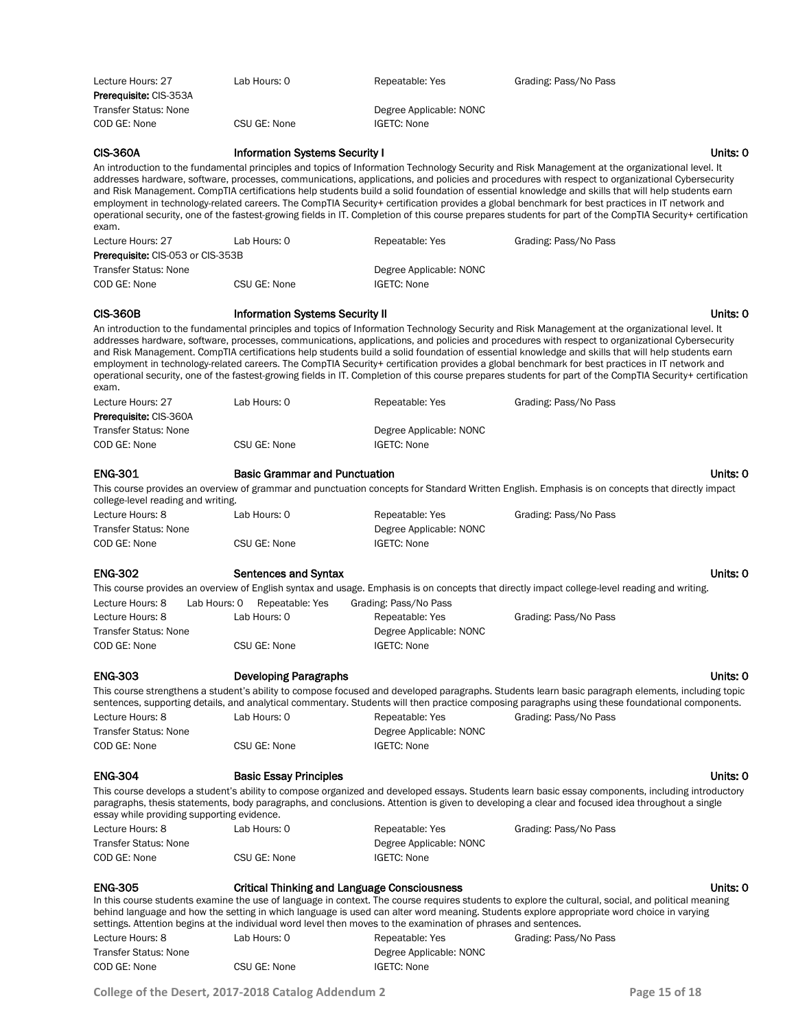Lecture Hours: 27 | Lab Hours: 0 | Repeatable: Yes | Grading: Pass/No Pass
**Prerequisite:** CIS-353A
Transfer Status: None | Degree Applicable: NONC
COD GE: None | CSU GE: None | IGETC: None

### CIS-360A **Information Systems Security I** Units: 0

An introduction to the fundamental principles and topics of Information Technology Security and Risk Management at the organizational level. It addresses hardware, software, processes, communications, applications, and policies and procedures with respect to organizational Cybersecurity and Risk Management. CompTIA certifications help students build a solid foundation of essential knowledge and skills that will help students earn employment in technology-related careers. The CompTIA Security+ certification provides a global benchmark for best practices in IT network and operational security, one of the fastest-growing fields in IT. Completion of this course prepares students for part of the CompTIA Security+ certification exam.

Lecture Hours: 27 | Lab Hours: 0 | Repeatable: Yes | Grading: Pass/No Pass
**Prerequisite:** CIS-053 or CIS-353B
Transfer Status: None | Degree Applicable: NONC
COD GE: None | CSU GE: None | IGETC: None

### CIS-360B **Information Systems Security II** Units: 0

An introduction to the fundamental principles and topics of Information Technology Security and Risk Management at the organizational level. It addresses hardware, software, processes, communications, applications, and policies and procedures with respect to organizational Cybersecurity and Risk Management. CompTIA certifications help students build a solid foundation of essential knowledge and skills that will help students earn employment in technology-related careers. The CompTIA Security+ certification provides a global benchmark for best practices in IT network and operational security, one of the fastest-growing fields in IT. Completion of this course prepares students for part of the CompTIA Security+ certification exam.

Lecture Hours: 27 | Lab Hours: 0 | Repeatable: Yes | Grading: Pass/No Pass
**Prerequisite:** CIS-360A
Transfer Status: None | Degree Applicable: NONC
COD GE: None | CSU GE: None | IGETC: None

### ENG-301 **Basic Grammar and Punctuation** Units: 0

This course provides an overview of grammar and punctuation concepts for Standard Written English. Emphasis is on concepts that directly impact college-level reading and writing.

Lecture Hours: 8 | Lab Hours: 0 | Repeatable: Yes | Grading: Pass/No Pass
Transfer Status: None | Degree Applicable: NONC
COD GE: None | CSU GE: None | IGETC: None

### ENG-302 **Sentences and Syntax** Units: 0

This course provides an overview of English syntax and usage. Emphasis is on concepts that directly impact college-level reading and writing.

Lecture Hours: 8 Lab Hours: 0 Repeatable: Yes Grading: Pass/No Pass
Lecture Hours: 8 | Lab Hours: 0 | Repeatable: Yes | Grading: Pass/No Pass
Transfer Status: None | Degree Applicable: NONC
COD GE: None | CSU GE: None | IGETC: None

### ENG-303 **Developing Paragraphs** Units: 0

This course strengthens a student's ability to compose focused and developed paragraphs. Students learn basic paragraph elements, including topic sentences, supporting details, and analytical commentary. Students will then practice composing paragraphs using these foundational components.

Lecture Hours: 8 | Lab Hours: 0 | Repeatable: Yes | Grading: Pass/No Pass
Transfer Status: None | Degree Applicable: NONC
COD GE: None | CSU GE: None | IGETC: None

### ENG-304 **Basic Essay Principles** Units: 0

This course develops a student's ability to compose organized and developed essays. Students learn basic essay components, including introductory paragraphs, thesis statements, body paragraphs, and conclusions. Attention is given to developing a clear and focused idea throughout a single essay while providing supporting evidence.

Lecture Hours: 8 | Lab Hours: 0 | Repeatable: Yes | Grading: Pass/No Pass
Transfer Status: None | Degree Applicable: NONC
COD GE: None | CSU GE: None | IGETC: None

### ENG-305 **Critical Thinking and Language Consciousness** Units: 0

In this course students examine the use of language in context. The course requires students to explore the cultural, social, and political meaning behind language and how the setting in which language is used can alter word meaning. Students explore appropriate word choice in varying settings. Attention begins at the individual word level then moves to the examination of phrases and sentences.

Lecture Hours: 8 | Lab Hours: 0 | Repeatable: Yes | Grading: Pass/No Pass
Transfer Status: None | Degree Applicable: NONC
COD GE: None | CSU GE: None | IGETC: None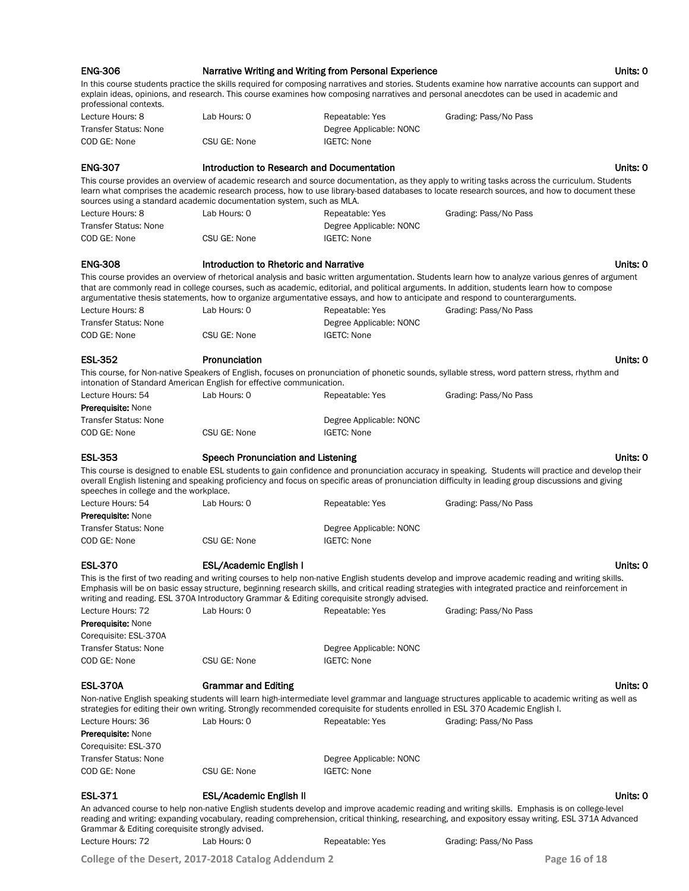**ENG-306** **Narrative Writing and Writing from Personal Experience** **Units: 0**

In this course students practice the skills required for composing narratives and stories. Students examine how narrative accounts can support and explain ideas, opinions, and research. This course examines how composing narratives and personal anecdotes can be used in academic and professional contexts.

Lecture Hours: 8 | Lab Hours: 0 | Repeatable: Yes | Grading: Pass/No Pass
Transfer Status: None | Degree Applicable: NONC
COD GE: None | CSU GE: None | IGETC: None

**ENG-307** **Introduction to Research and Documentation** **Units: 0**

This course provides an overview of academic research and source documentation, as they apply to writing tasks across the curriculum. Students learn what comprises the academic research process, how to use library-based databases to locate research sources, and how to document these sources using a standard academic documentation system, such as MLA.

Lecture Hours: 8 | Lab Hours: 0 | Repeatable: Yes | Grading: Pass/No Pass
Transfer Status: None | Degree Applicable: NONC
COD GE: None | CSU GE: None | IGETC: None

**ENG-308** **Introduction to Rhetoric and Narrative** **Units: 0**

This course provides an overview of rhetorical analysis and basic written argumentation. Students learn how to analyze various genres of argument that are commonly read in college courses, such as academic, editorial, and political arguments. In addition, students learn how to compose argumentative thesis statements, how to organize argumentative essays, and how to anticipate and respond to counterarguments.

Lecture Hours: 8 | Lab Hours: 0 | Repeatable: Yes | Grading: Pass/No Pass
Transfer Status: None | Degree Applicable: NONC
COD GE: None | CSU GE: None | IGETC: None

**ESL-352** **Pronunciation** **Units: 0**

This course, for Non-native Speakers of English, focuses on pronunciation of phonetic sounds, syllable stress, word pattern stress, rhythm and intonation of Standard American English for effective communication.

Lecture Hours: 54 | Lab Hours: 0 | Repeatable: Yes | Grading: Pass/No Pass
**Prerequisite:** None
Transfer Status: None | Degree Applicable: NONC
COD GE: None | CSU GE: None | IGETC: None

**ESL-353** **Speech Pronunciation and Listening** **Units: 0**

This course is designed to enable ESL students to gain confidence and pronunciation accuracy in speaking. Students will practice and develop their overall English listening and speaking proficiency and focus on specific areas of pronunciation difficulty in leading group discussions and giving speeches in college and the workplace.

Lecture Hours: 54 | Lab Hours: 0 | Repeatable: Yes | Grading: Pass/No Pass
**Prerequisite:** None
Transfer Status: None | Degree Applicable: NONC
COD GE: None | CSU GE: None | IGETC: None

**ESL-370** **ESL/Academic English I** **Units: 0**

This is the first of two reading and writing courses to help non-native English students develop and improve academic reading and writing skills. Emphasis will be on basic essay structure, beginning research skills, and critical reading strategies with integrated practice and reinforcement in writing and reading. ESL 370A Introductory Grammar & Editing corequisite strongly advised.

Lecture Hours: 72 | Lab Hours: 0 | Repeatable: Yes | Grading: Pass/No Pass
**Prerequisite:** None
Corequisite: ESL-370A
Transfer Status: None | Degree Applicable: NONC
COD GE: None | CSU GE: None | IGETC: None

**ESL-370A** **Grammar and Editing** **Units: 0**

Non-native English speaking students will learn high-intermediate level grammar and language structures applicable to academic writing as well as strategies for editing their own writing. Strongly recommended corequisite for students enrolled in ESL 370 Academic English I.

Lecture Hours: 36 | Lab Hours: 0 | Repeatable: Yes | Grading: Pass/No Pass
**Prerequisite:** None
Corequisite: ESL-370
Transfer Status: None | Degree Applicable: NONC
COD GE: None | CSU GE: None | IGETC: None

**ESL-371** **ESL/Academic English II** **Units: 0**

An advanced course to help non-native English students develop and improve academic reading and writing skills. Emphasis is on college-level reading and writing: expanding vocabulary, reading comprehension, critical thinking, researching, and expository essay writing. ESL 371A Advanced Grammar & Editing corequisite strongly advised.

Lecture Hours: 72 | Lab Hours: 0 | Repeatable: Yes | Grading: Pass/No Pass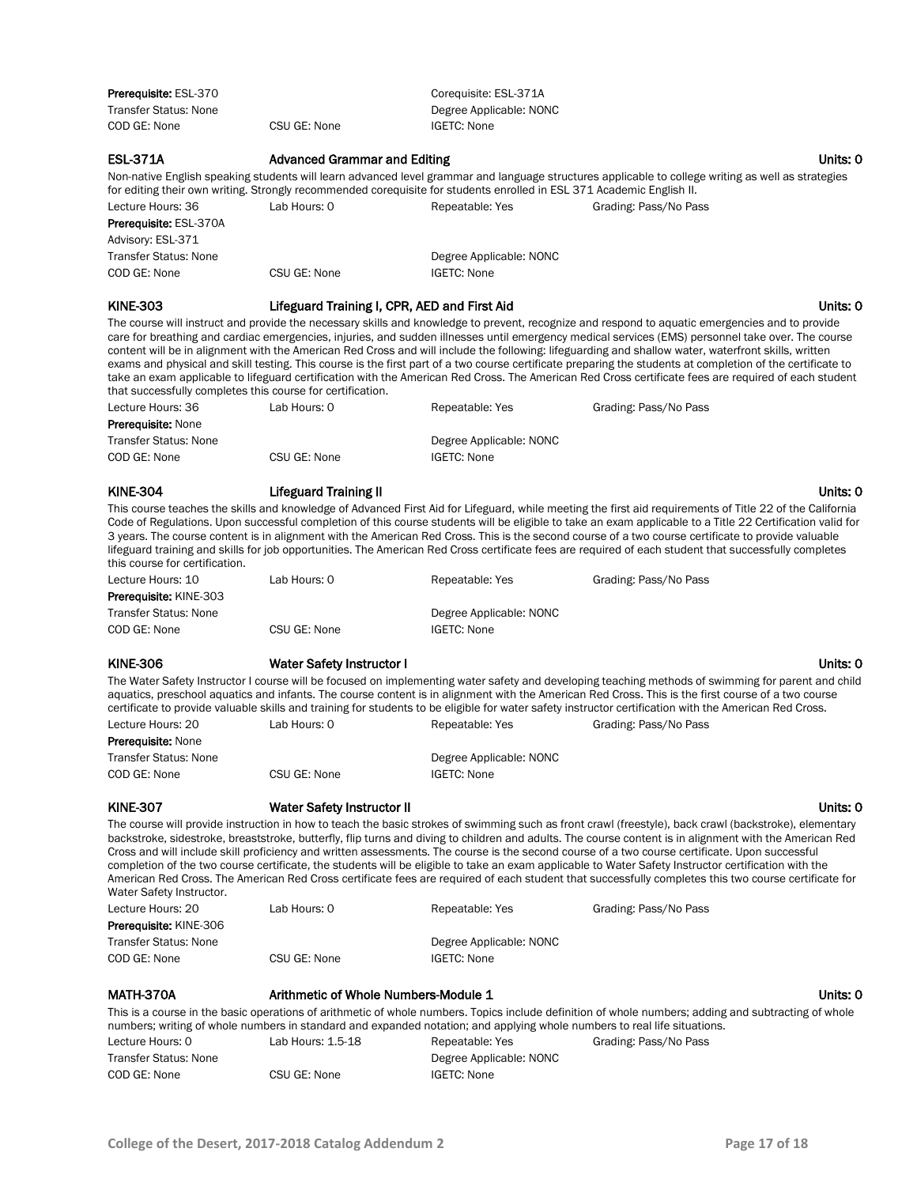**Prerequisite:** ESL-370
Corequisite: ESL-371A
Transfer Status: None
Degree Applicable: NONC
COD GE: None
CSU GE: None
IGETC: None

### ESL-371A Advanced Grammar and Editing — Units: 0

Non-native English speaking students will learn advanced level grammar and language structures applicable to college writing as well as strategies for editing their own writing. Strongly recommended corequisite for students enrolled in ESL 371 Academic English II.

Lecture Hours: 36 | Lab Hours: 0 | Repeatable: Yes | Grading: Pass/No Pass
**Prerequisite:** ESL-370A
Advisory: ESL-371
Transfer Status: None | Degree Applicable: NONC
COD GE: None | CSU GE: None | IGETC: None

### KINE-303 Lifeguard Training I, CPR, AED and First Aid — Units: 0

The course will instruct and provide the necessary skills and knowledge to prevent, recognize and respond to aquatic emergencies and to provide care for breathing and cardiac emergencies, injuries, and sudden illnesses until emergency medical services (EMS) personnel take over. The course content will be in alignment with the American Red Cross and will include the following: lifeguarding and shallow water, waterfront skills, written exams and physical and skill testing. This course is the first part of a two course certificate preparing the students at completion of the certificate to take an exam applicable to lifeguard certification with the American Red Cross. The American Red Cross certificate fees are required of each student that successfully completes this course for certification.

Lecture Hours: 36 | Lab Hours: 0 | Repeatable: Yes | Grading: Pass/No Pass
**Prerequisite:** None
Transfer Status: None | Degree Applicable: NONC
COD GE: None | CSU GE: None | IGETC: None

### KINE-304 Lifeguard Training II — Units: 0

This course teaches the skills and knowledge of Advanced First Aid for Lifeguard, while meeting the first aid requirements of Title 22 of the California Code of Regulations. Upon successful completion of this course students will be eligible to take an exam applicable to a Title 22 Certification valid for 3 years. The course content is in alignment with the American Red Cross. This is the second course of a two course certificate to provide valuable lifeguard training and skills for job opportunities. The American Red Cross certificate fees are required of each student that successfully completes this course for certification.

Lecture Hours: 10 | Lab Hours: 0 | Repeatable: Yes | Grading: Pass/No Pass
**Prerequisite:** KINE-303
Transfer Status: None | Degree Applicable: NONC
COD GE: None | CSU GE: None | IGETC: None

### KINE-306 Water Safety Instructor I — Units: 0

The Water Safety Instructor I course will be focused on implementing water safety and developing teaching methods of swimming for parent and child aquatics, preschool aquatics and infants. The course content is in alignment with the American Red Cross. This is the first course of a two course certificate to provide valuable skills and training for students to be eligible for water safety instructor certification with the American Red Cross.

Lecture Hours: 20 | Lab Hours: 0 | Repeatable: Yes | Grading: Pass/No Pass
**Prerequisite:** None
Transfer Status: None | Degree Applicable: NONC
COD GE: None | CSU GE: None | IGETC: None

### KINE-307 Water Safety Instructor II — Units: 0

The course will provide instruction in how to teach the basic strokes of swimming such as front crawl (freestyle), back crawl (backstroke), elementary backstroke, sidestroke, breaststroke, butterfly, flip turns and diving to children and adults. The course content is in alignment with the American Red Cross and will include skill proficiency and written assessments. The course is the second course of a two course certificate. Upon successful completion of the two course certificate, the students will be eligible to take an exam applicable to Water Safety Instructor certification with the American Red Cross. The American Red Cross certificate fees are required of each student that successfully completes this two course certificate for Water Safety Instructor.

Lecture Hours: 20 | Lab Hours: 0 | Repeatable: Yes | Grading: Pass/No Pass
**Prerequisite:** KINE-306
Transfer Status: None | Degree Applicable: NONC
COD GE: None | CSU GE: None | IGETC: None

### MATH-370A Arithmetic of Whole Numbers-Module 1 — Units: 0

This is a course in the basic operations of arithmetic of whole numbers. Topics include definition of whole numbers; adding and subtracting of whole numbers; writing of whole numbers in standard and expanded notation; and applying whole numbers to real life situations.

Lecture Hours: 0 | Lab Hours: 1.5-18 | Repeatable: Yes | Grading: Pass/No Pass
Transfer Status: None | Degree Applicable: NONC
COD GE: None | CSU GE: None | IGETC: None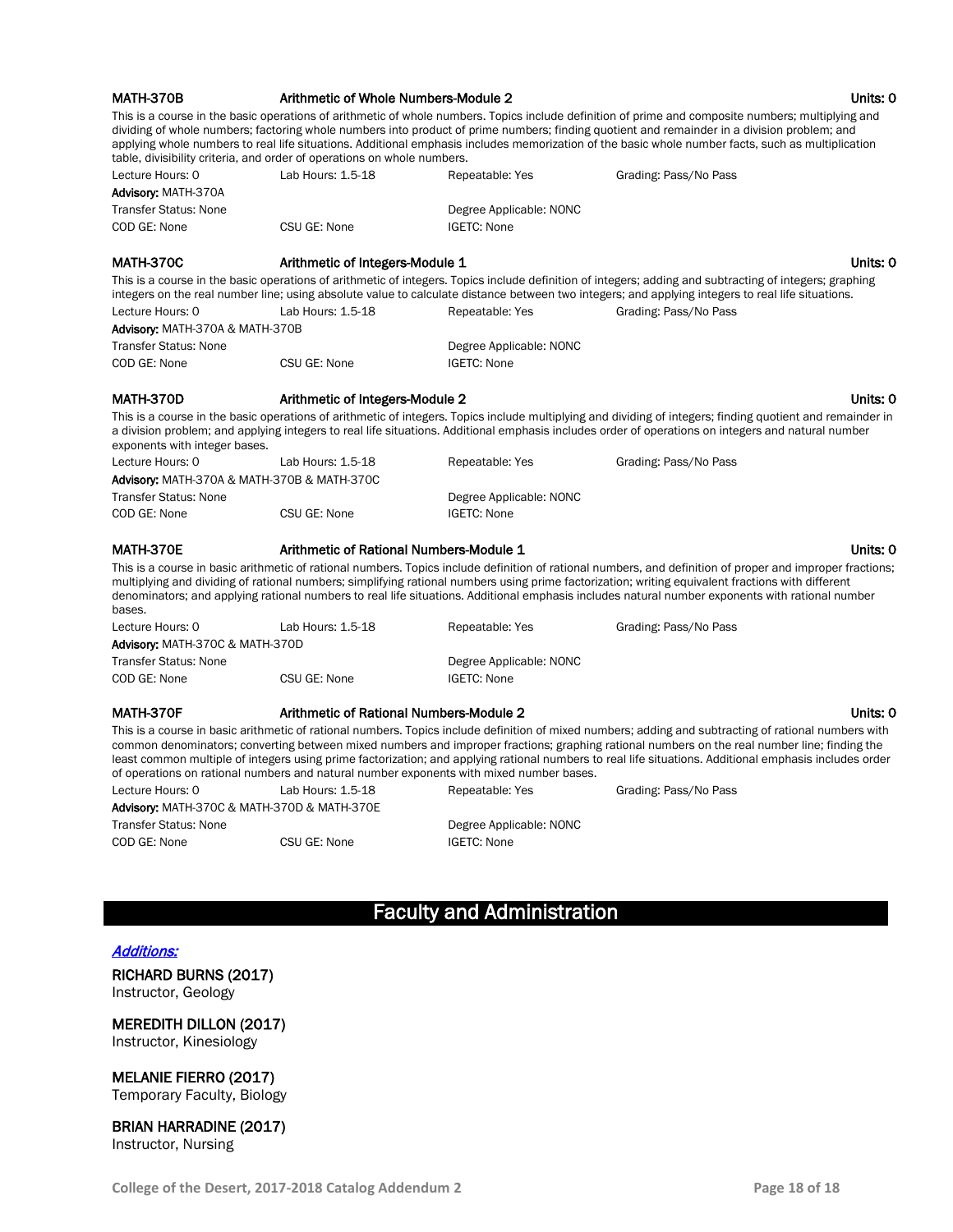**MATH-370B** **Arithmetic of Whole Numbers-Module 2** **Units: 0**

This is a course in the basic operations of arithmetic of whole numbers. Topics include definition of prime and composite numbers; multiplying and dividing of whole numbers; factoring whole numbers into product of prime numbers; finding quotient and remainder in a division problem; and applying whole numbers to real life situations. Additional emphasis includes memorization of the basic whole number facts, such as multiplication table, divisibility criteria, and order of operations on whole numbers.

Lecture Hours: 0 | Lab Hours: 1.5-18 | Repeatable: Yes | Grading: Pass/No Pass

**Advisory:** MATH-370A

Transfer Status: None | Degree Applicable: NONC

COD GE: None | CSU GE: None | IGETC: None

**MATH-370C** **Arithmetic of Integers-Module 1** **Units: 0**

This is a course in the basic operations of arithmetic of integers. Topics include definition of integers; adding and subtracting of integers; graphing integers on the real number line; using absolute value to calculate distance between two integers; and applying integers to real life situations.

Lecture Hours: 0 | Lab Hours: 1.5-18 | Repeatable: Yes | Grading: Pass/No Pass

**Advisory:** MATH-370A & MATH-370B

Transfer Status: None | Degree Applicable: NONC

COD GE: None | CSU GE: None | IGETC: None

**MATH-370D** **Arithmetic of Integers-Module 2** **Units: 0**

This is a course in the basic operations of arithmetic of integers. Topics include multiplying and dividing of integers; finding quotient and remainder in a division problem; and applying integers to real life situations. Additional emphasis includes order of operations on integers and natural number exponents with integer bases.

Lecture Hours: 0 | Lab Hours: 1.5-18 | Repeatable: Yes | Grading: Pass/No Pass

**Advisory:** MATH-370A & MATH-370B & MATH-370C

Transfer Status: None | Degree Applicable: NONC

COD GE: None | CSU GE: None | IGETC: None

**MATH-370E** **Arithmetic of Rational Numbers-Module 1** **Units: 0**

This is a course in basic arithmetic of rational numbers. Topics include definition of rational numbers, and definition of proper and improper fractions; multiplying and dividing of rational numbers; simplifying rational numbers using prime factorization; writing equivalent fractions with different denominators; and applying rational numbers to real life situations. Additional emphasis includes natural number exponents with rational number bases.

Lecture Hours: 0 | Lab Hours: 1.5-18 | Repeatable: Yes | Grading: Pass/No Pass

**Advisory:** MATH-370C & MATH-370D

Transfer Status: None | Degree Applicable: NONC

COD GE: None | CSU GE: None | IGETC: None

**MATH-370F** **Arithmetic of Rational Numbers-Module 2** **Units: 0**

This is a course in basic arithmetic of rational numbers. Topics include definition of mixed numbers; adding and subtracting of rational numbers with common denominators; converting between mixed numbers and improper fractions; graphing rational numbers on the real number line; finding the least common multiple of integers using prime factorization; and applying rational numbers to real life situations. Additional emphasis includes order of operations on rational numbers and natural number exponents with mixed number bases.

Lecture Hours: 0 | Lab Hours: 1.5-18 | Repeatable: Yes | Grading: Pass/No Pass

**Advisory:** MATH-370C & MATH-370D & MATH-370E

Transfer Status: None | Degree Applicable: NONC

COD GE: None | CSU GE: None | IGETC: None

## Faculty and Administration

***Additions:***

**RICHARD BURNS (2017)**
Instructor, Geology

**MEREDITH DILLON (2017)**
Instructor, Kinesiology

**MELANIE FIERRO (2017)**
Temporary Faculty, Biology

**BRIAN HARRADINE (2017)**
Instructor, Nursing